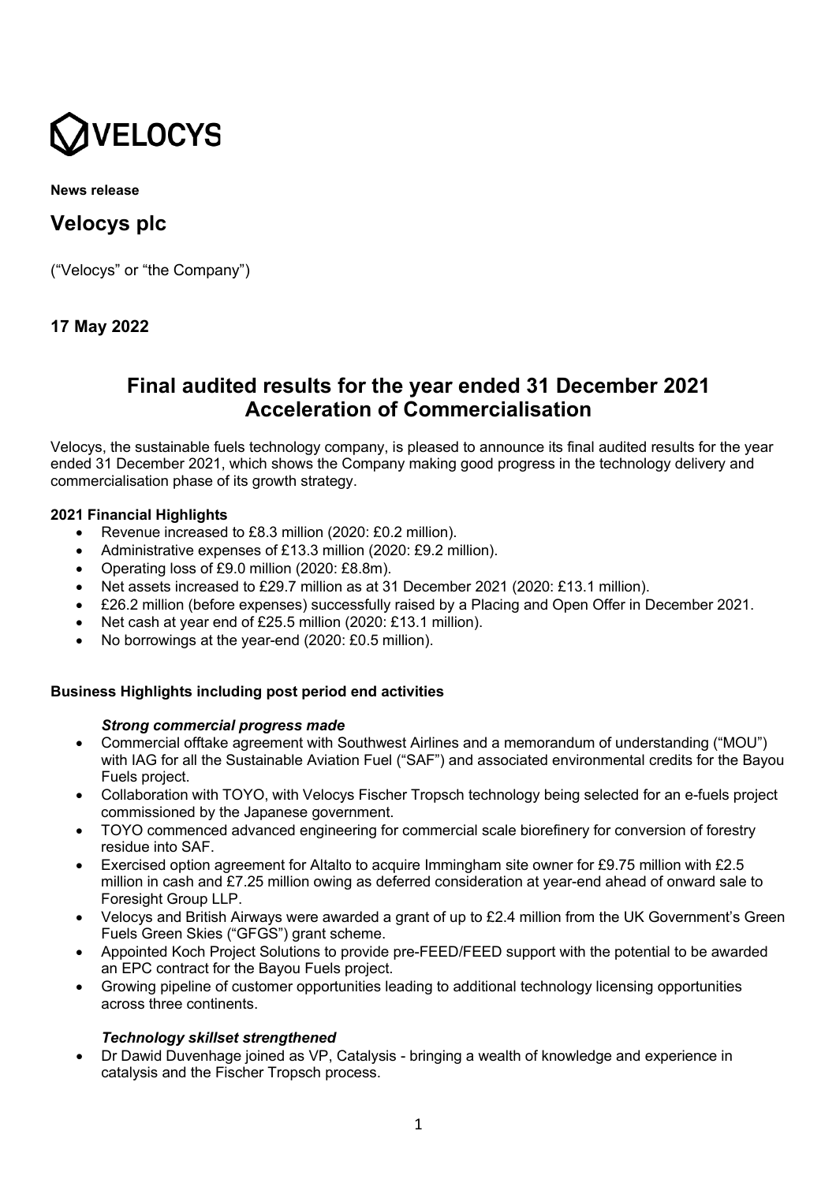VELOCYS

**News release**

# Velocys plc

("Velocys" or "the Company")

**17 May 2022**

## Final audited results for the year ended 31 December 2021
## Acceleration of Commercialisation

Velocys, the sustainable fuels technology company, is pleased to announce its final audited results for the year ended 31 December 2021, which shows the Company making good progress in the technology delivery and commercialisation phase of its growth strategy.

**2021 Financial Highlights**

- Revenue increased to £8.3 million (2020: £0.2 million).
- Administrative expenses of £13.3 million (2020: £9.2 million).
- Operating loss of £9.0 million (2020: £8.8m).
- Net assets increased to £29.7 million as at 31 December 2021 (2020: £13.1 million).
- £26.2 million (before expenses) successfully raised by a Placing and Open Offer in December 2021.
- Net cash at year end of £25.5 million (2020: £13.1 million).
- No borrowings at the year-end (2020: £0.5 million).

**Business Highlights including post period end activities**

***Strong commercial progress made***

- Commercial offtake agreement with Southwest Airlines and a memorandum of understanding ("MOU") with IAG for all the Sustainable Aviation Fuel ("SAF") and associated environmental credits for the Bayou Fuels project.
- Collaboration with TOYO, with Velocys Fischer Tropsch technology being selected for an e-fuels project commissioned by the Japanese government.
- TOYO commenced advanced engineering for commercial scale biorefinery for conversion of forestry residue into SAF.
- Exercised option agreement for Altalto to acquire Immingham site owner for £9.75 million with £2.5 million in cash and £7.25 million owing as deferred consideration at year-end ahead of onward sale to Foresight Group LLP.
- Velocys and British Airways were awarded a grant of up to £2.4 million from the UK Government's Green Fuels Green Skies ("GFGS") grant scheme.
- Appointed Koch Project Solutions to provide pre-FEED/FEED support with the potential to be awarded an EPC contract for the Bayou Fuels project.
- Growing pipeline of customer opportunities leading to additional technology licensing opportunities across three continents.

***Technology skillset strengthened***

- Dr Dawid Duvenhage joined as VP, Catalysis - bringing a wealth of knowledge and experience in catalysis and the Fischer Tropsch process.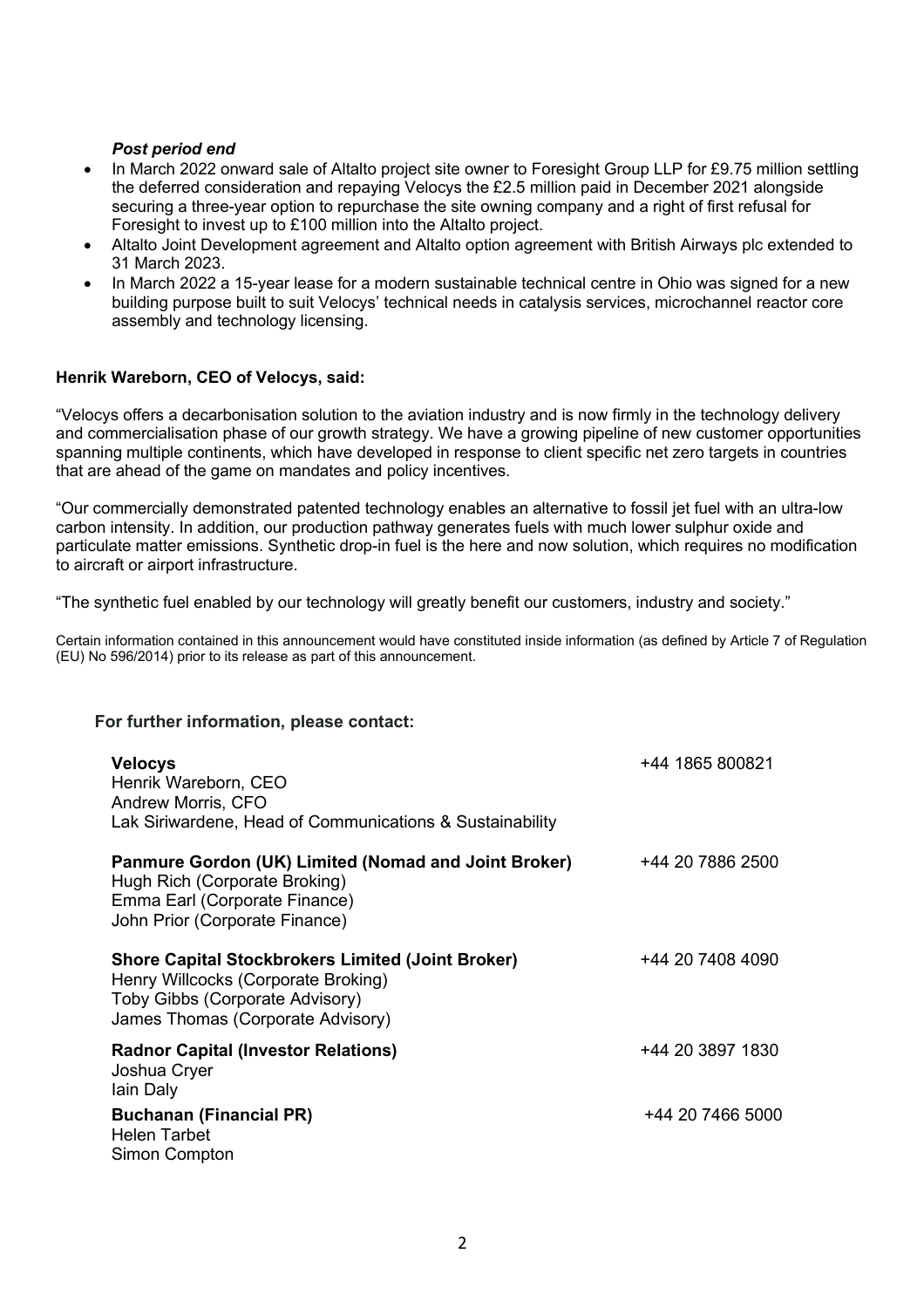***Post period end***

- In March 2022 onward sale of Altalto project site owner to Foresight Group LLP for £9.75 million settling the deferred consideration and repaying Velocys the £2.5 million paid in December 2021 alongside securing a three-year option to repurchase the site owning company and a right of first refusal for Foresight to invest up to £100 million into the Altalto project.
- Altalto Joint Development agreement and Altalto option agreement with British Airways plc extended to 31 March 2023.
- In March 2022 a 15-year lease for a modern sustainable technical centre in Ohio was signed for a new building purpose built to suit Velocys' technical needs in catalysis services, microchannel reactor core assembly and technology licensing.

**Henrik Wareborn, CEO of Velocys, said:**

"Velocys offers a decarbonisation solution to the aviation industry and is now firmly in the technology delivery and commercialisation phase of our growth strategy. We have a growing pipeline of new customer opportunities spanning multiple continents, which have developed in response to client specific net zero targets in countries that are ahead of the game on mandates and policy incentives.

"Our commercially demonstrated patented technology enables an alternative to fossil jet fuel with an ultra-low carbon intensity. In addition, our production pathway generates fuels with much lower sulphur oxide and particulate matter emissions. Synthetic drop-in fuel is the here and now solution, which requires no modification to aircraft or airport infrastructure.

"The synthetic fuel enabled by our technology will greatly benefit our customers, industry and society."

Certain information contained in this announcement would have constituted inside information (as defined by Article 7 of Regulation (EU) No 596/2014) prior to its release as part of this announcement.

**For further information, please contact:**

| | |
|---|---|
| **Velocys**<br>Henrik Wareborn, CEO<br>Andrew Morris, CFO<br>Lak Siriwardene, Head of Communications & Sustainability | +44 1865 800821 |
| **Panmure Gordon (UK) Limited (Nomad and Joint Broker)**<br>Hugh Rich (Corporate Broking)<br>Emma Earl (Corporate Finance)<br>John Prior (Corporate Finance) | +44 20 7886 2500 |
| **Shore Capital Stockbrokers Limited (Joint Broker)**<br>Henry Willcocks (Corporate Broking)<br>Toby Gibbs (Corporate Advisory)<br>James Thomas (Corporate Advisory) | +44 20 7408 4090 |
| **Radnor Capital (Investor Relations)**<br>Joshua Cryer<br>Iain Daly | +44 20 3897 1830 |
| **Buchanan (Financial PR)**<br>Helen Tarbet<br>Simon Compton | +44 20 7466 5000 |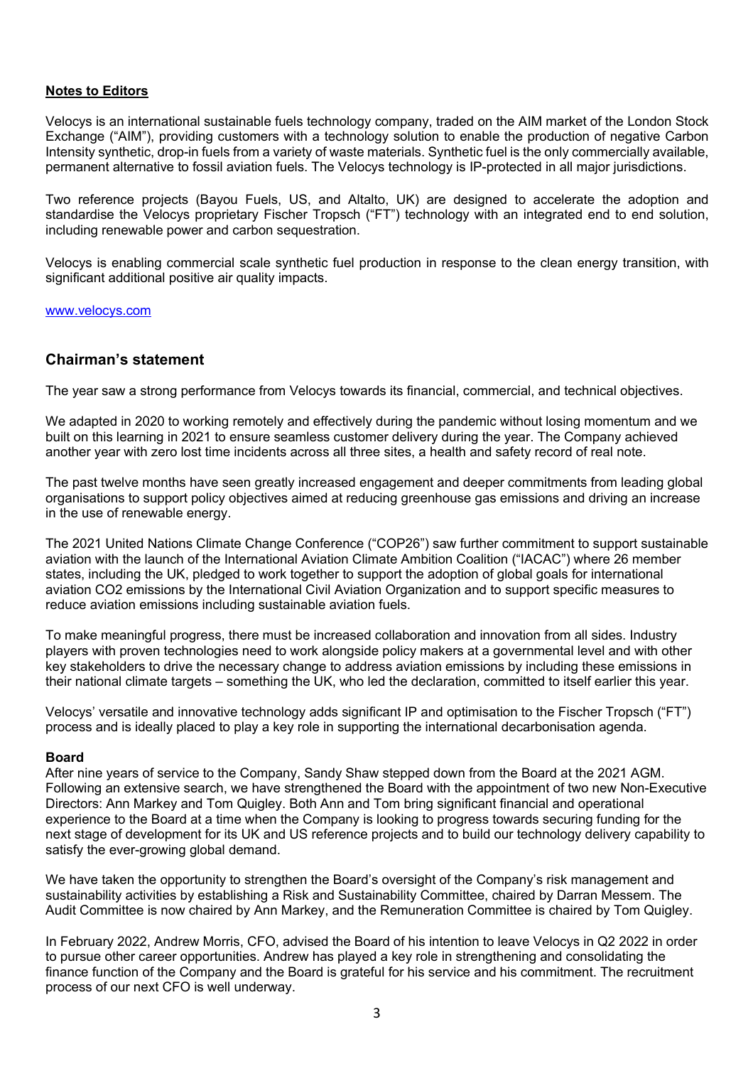**Notes to Editors**

Velocys is an international sustainable fuels technology company, traded on the AIM market of the London Stock Exchange ("AIM"), providing customers with a technology solution to enable the production of negative Carbon Intensity synthetic, drop-in fuels from a variety of waste materials. Synthetic fuel is the only commercially available, permanent alternative to fossil aviation fuels. The Velocys technology is IP-protected in all major jurisdictions.

Two reference projects (Bayou Fuels, US, and Altalto, UK) are designed to accelerate the adoption and standardise the Velocys proprietary Fischer Tropsch ("FT") technology with an integrated end to end solution, including renewable power and carbon sequestration.

Velocys is enabling commercial scale synthetic fuel production in response to the clean energy transition, with significant additional positive air quality impacts.

www.velocys.com

## Chairman's statement

The year saw a strong performance from Velocys towards its financial, commercial, and technical objectives.

We adapted in 2020 to working remotely and effectively during the pandemic without losing momentum and we built on this learning in 2021 to ensure seamless customer delivery during the year. The Company achieved another year with zero lost time incidents across all three sites, a health and safety record of real note.

The past twelve months have seen greatly increased engagement and deeper commitments from leading global organisations to support policy objectives aimed at reducing greenhouse gas emissions and driving an increase in the use of renewable energy.

The 2021 United Nations Climate Change Conference ("COP26") saw further commitment to support sustainable aviation with the launch of the International Aviation Climate Ambition Coalition ("IACAC") where 26 member states, including the UK, pledged to work together to support the adoption of global goals for international aviation $CO_2$ emissions by the International Civil Aviation Organization and to support specific measures to reduce aviation emissions including sustainable aviation fuels.

To make meaningful progress, there must be increased collaboration and innovation from all sides. Industry players with proven technologies need to work alongside policy makers at a governmental level and with other key stakeholders to drive the necessary change to address aviation emissions by including these emissions in their national climate targets – something the UK, who led the declaration, committed to itself earlier this year.

Velocys' versatile and innovative technology adds significant IP and optimisation to the Fischer Tropsch ("FT") process and is ideally placed to play a key role in supporting the international decarbonisation agenda.

### Board

After nine years of service to the Company, Sandy Shaw stepped down from the Board at the 2021 AGM. Following an extensive search, we have strengthened the Board with the appointment of two new Non-Executive Directors: Ann Markey and Tom Quigley. Both Ann and Tom bring significant financial and operational experience to the Board at a time when the Company is looking to progress towards securing funding for the next stage of development for its UK and US reference projects and to build our technology delivery capability to satisfy the ever-growing global demand.

We have taken the opportunity to strengthen the Board's oversight of the Company's risk management and sustainability activities by establishing a Risk and Sustainability Committee, chaired by Darran Messem. The Audit Committee is now chaired by Ann Markey, and the Remuneration Committee is chaired by Tom Quigley.

In February 2022, Andrew Morris, CFO, advised the Board of his intention to leave Velocys in Q2 2022 in order to pursue other career opportunities. Andrew has played a key role in strengthening and consolidating the finance function of the Company and the Board is grateful for his service and his commitment. The recruitment process of our next CFO is well underway.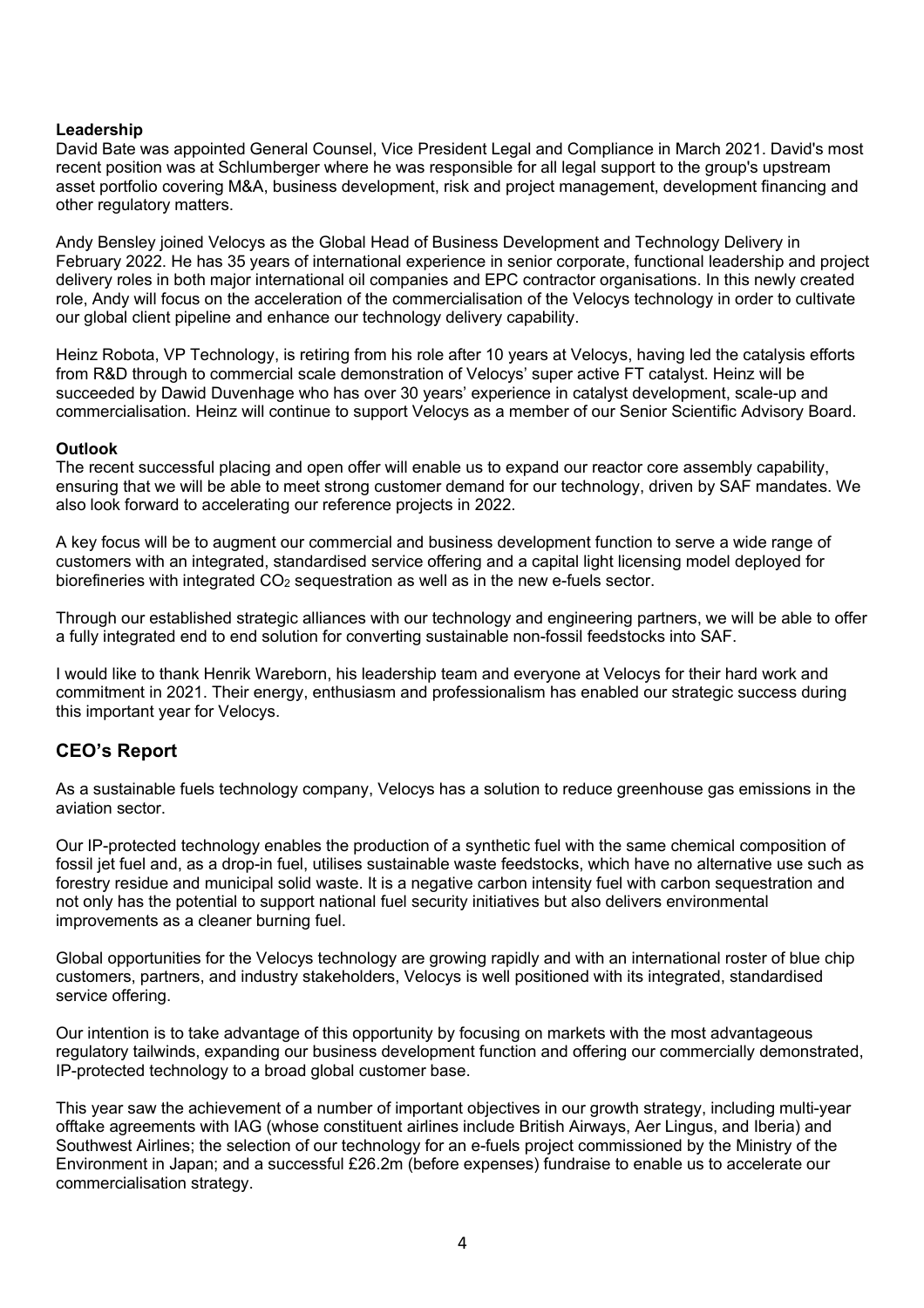**Leadership**

David Bate was appointed General Counsel, Vice President Legal and Compliance in March 2021. David's most recent position was at Schlumberger where he was responsible for all legal support to the group's upstream asset portfolio covering M&A, business development, risk and project management, development financing and other regulatory matters.

Andy Bensley joined Velocys as the Global Head of Business Development and Technology Delivery in February 2022. He has 35 years of international experience in senior corporate, functional leadership and project delivery roles in both major international oil companies and EPC contractor organisations. In this newly created role, Andy will focus on the acceleration of the commercialisation of the Velocys technology in order to cultivate our global client pipeline and enhance our technology delivery capability.

Heinz Robota, VP Technology, is retiring from his role after 10 years at Velocys, having led the catalysis efforts from R&D through to commercial scale demonstration of Velocys' super active FT catalyst. Heinz will be succeeded by Dawid Duvenhage who has over 30 years' experience in catalyst development, scale-up and commercialisation. Heinz will continue to support Velocys as a member of our Senior Scientific Advisory Board.

**Outlook**

The recent successful placing and open offer will enable us to expand our reactor core assembly capability, ensuring that we will be able to meet strong customer demand for our technology, driven by SAF mandates. We also look forward to accelerating our reference projects in 2022.

A key focus will be to augment our commercial and business development function to serve a wide range of customers with an integrated, standardised service offering and a capital light licensing model deployed for biorefineries with integrated $CO_2$ sequestration as well as in the new e-fuels sector.

Through our established strategic alliances with our technology and engineering partners, we will be able to offer a fully integrated end to end solution for converting sustainable non-fossil feedstocks into SAF.

I would like to thank Henrik Wareborn, his leadership team and everyone at Velocys for their hard work and commitment in 2021. Their energy, enthusiasm and professionalism has enabled our strategic success during this important year for Velocys.

## CEO's Report

As a sustainable fuels technology company, Velocys has a solution to reduce greenhouse gas emissions in the aviation sector.

Our IP-protected technology enables the production of a synthetic fuel with the same chemical composition of fossil jet fuel and, as a drop-in fuel, utilises sustainable waste feedstocks, which have no alternative use such as forestry residue and municipal solid waste. It is a negative carbon intensity fuel with carbon sequestration and not only has the potential to support national fuel security initiatives but also delivers environmental improvements as a cleaner burning fuel.

Global opportunities for the Velocys technology are growing rapidly and with an international roster of blue chip customers, partners, and industry stakeholders, Velocys is well positioned with its integrated, standardised service offering.

Our intention is to take advantage of this opportunity by focusing on markets with the most advantageous regulatory tailwinds, expanding our business development function and offering our commercially demonstrated, IP-protected technology to a broad global customer base.

This year saw the achievement of a number of important objectives in our growth strategy, including multi-year offtake agreements with IAG (whose constituent airlines include British Airways, Aer Lingus, and Iberia) and Southwest Airlines; the selection of our technology for an e-fuels project commissioned by the Ministry of the Environment in Japan; and a successful £26.2m (before expenses) fundraise to enable us to accelerate our commercialisation strategy.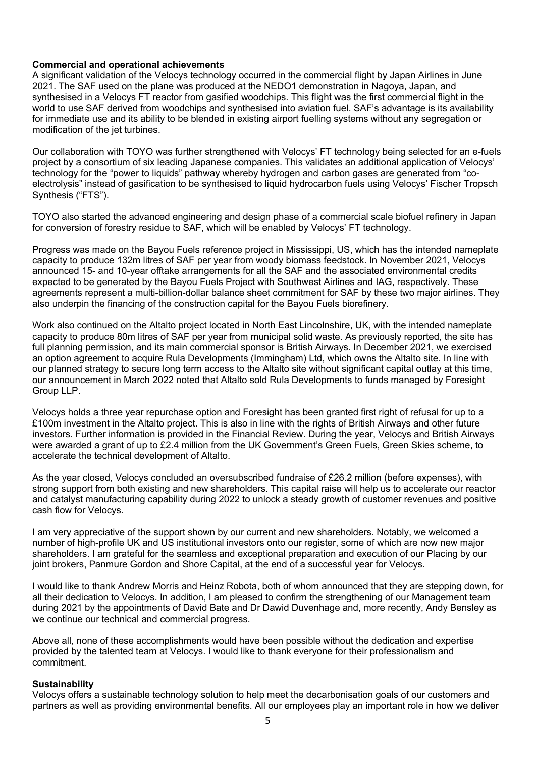**Commercial and operational achievements**

A significant validation of the Velocys technology occurred in the commercial flight by Japan Airlines in June 2021. The SAF used on the plane was produced at the NEDO1 demonstration in Nagoya, Japan, and synthesised in a Velocys FT reactor from gasified woodchips. This flight was the first commercial flight in the world to use SAF derived from woodchips and synthesised into aviation fuel. SAF's advantage is its availability for immediate use and its ability to be blended in existing airport fuelling systems without any segregation or modification of the jet turbines.

Our collaboration with TOYO was further strengthened with Velocys' FT technology being selected for an e-fuels project by a consortium of six leading Japanese companies. This validates an additional application of Velocys' technology for the "power to liquids" pathway whereby hydrogen and carbon gases are generated from "co-electrolysis" instead of gasification to be synthesised to liquid hydrocarbon fuels using Velocys' Fischer Tropsch Synthesis ("FTS").

TOYO also started the advanced engineering and design phase of a commercial scale biofuel refinery in Japan for conversion of forestry residue to SAF, which will be enabled by Velocys' FT technology.

Progress was made on the Bayou Fuels reference project in Mississippi, US, which has the intended nameplate capacity to produce 132m litres of SAF per year from woody biomass feedstock. In November 2021, Velocys announced 15- and 10-year offtake arrangements for all the SAF and the associated environmental credits expected to be generated by the Bayou Fuels Project with Southwest Airlines and IAG, respectively. These agreements represent a multi-billion-dollar balance sheet commitment for SAF by these two major airlines. They also underpin the financing of the construction capital for the Bayou Fuels biorefinery.

Work also continued on the Altalto project located in North East Lincolnshire, UK, with the intended nameplate capacity to produce 80m litres of SAF per year from municipal solid waste. As previously reported, the site has full planning permission, and its main commercial sponsor is British Airways. In December 2021, we exercised an option agreement to acquire Rula Developments (Immingham) Ltd, which owns the Altalto site. In line with our planned strategy to secure long term access to the Altalto site without significant capital outlay at this time, our announcement in March 2022 noted that Altalto sold Rula Developments to funds managed by Foresight Group LLP.

Velocys holds a three year repurchase option and Foresight has been granted first right of refusal for up to a £100m investment in the Altalto project. This is also in line with the rights of British Airways and other future investors. Further information is provided in the Financial Review. During the year, Velocys and British Airways were awarded a grant of up to £2.4 million from the UK Government's Green Fuels, Green Skies scheme, to accelerate the technical development of Altalto.

As the year closed, Velocys concluded an oversubscribed fundraise of £26.2 million (before expenses), with strong support from both existing and new shareholders. This capital raise will help us to accelerate our reactor and catalyst manufacturing capability during 2022 to unlock a steady growth of customer revenues and positive cash flow for Velocys.

I am very appreciative of the support shown by our current and new shareholders. Notably, we welcomed a number of high-profile UK and US institutional investors onto our register, some of which are now new major shareholders. I am grateful for the seamless and exceptional preparation and execution of our Placing by our joint brokers, Panmure Gordon and Shore Capital, at the end of a successful year for Velocys.

I would like to thank Andrew Morris and Heinz Robota, both of whom announced that they are stepping down, for all their dedication to Velocys. In addition, I am pleased to confirm the strengthening of our Management team during 2021 by the appointments of David Bate and Dr Dawid Duvenhage and, more recently, Andy Bensley as we continue our technical and commercial progress.

Above all, none of these accomplishments would have been possible without the dedication and expertise provided by the talented team at Velocys. I would like to thank everyone for their professionalism and commitment.

**Sustainability**

Velocys offers a sustainable technology solution to help meet the decarbonisation goals of our customers and partners as well as providing environmental benefits. All our employees play an important role in how we deliver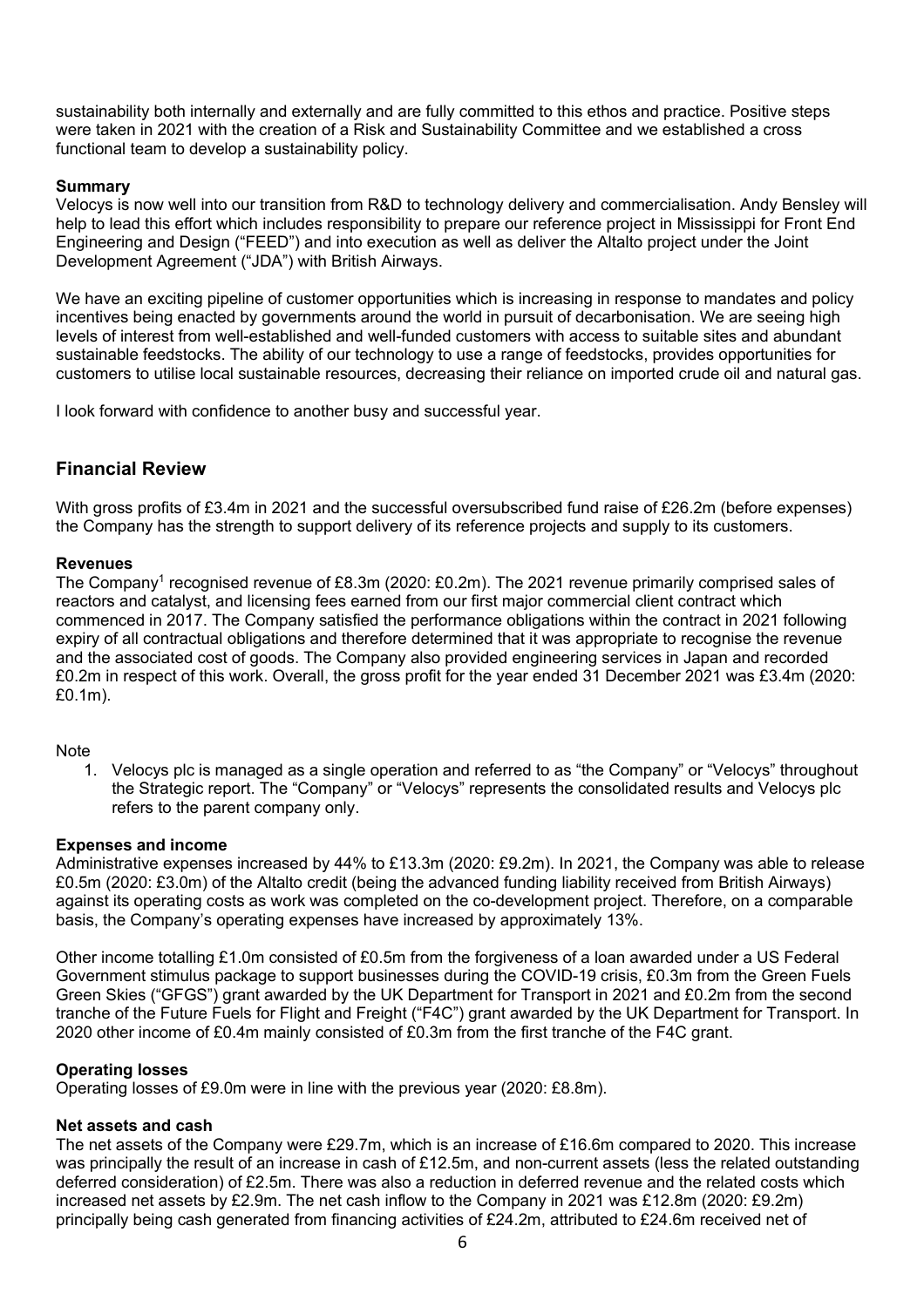sustainability both internally and externally and are fully committed to this ethos and practice. Positive steps were taken in 2021 with the creation of a Risk and Sustainability Committee and we established a cross functional team to develop a sustainability policy.

**Summary**

Velocys is now well into our transition from R&D to technology delivery and commercialisation. Andy Bensley will help to lead this effort which includes responsibility to prepare our reference project in Mississippi for Front End Engineering and Design ("FEED") and into execution as well as deliver the Altalto project under the Joint Development Agreement ("JDA") with British Airways.

We have an exciting pipeline of customer opportunities which is increasing in response to mandates and policy incentives being enacted by governments around the world in pursuit of decarbonisation. We are seeing high levels of interest from well-established and well-funded customers with access to suitable sites and abundant sustainable feedstocks. The ability of our technology to use a range of feedstocks, provides opportunities for customers to utilise local sustainable resources, decreasing their reliance on imported crude oil and natural gas.

I look forward with confidence to another busy and successful year.

## Financial Review

With gross profits of £3.4m in 2021 and the successful oversubscribed fund raise of £26.2m (before expenses) the Company has the strength to support delivery of its reference projects and supply to its customers.

**Revenues**

The Company[1] recognised revenue of £8.3m (2020: £0.2m). The 2021 revenue primarily comprised sales of reactors and catalyst, and licensing fees earned from our first major commercial client contract which commenced in 2017. The Company satisfied the performance obligations within the contract in 2021 following expiry of all contractual obligations and therefore determined that it was appropriate to recognise the revenue and the associated cost of goods. The Company also provided engineering services in Japan and recorded £0.2m in respect of this work. Overall, the gross profit for the year ended 31 December 2021 was £3.4m (2020: £0.1m).

Note

1. Velocys plc is managed as a single operation and referred to as "the Company" or "Velocys" throughout the Strategic report. The "Company" or "Velocys" represents the consolidated results and Velocys plc refers to the parent company only.

**Expenses and income**

Administrative expenses increased by 44% to £13.3m (2020: £9.2m). In 2021, the Company was able to release £0.5m (2020: £3.0m) of the Altalto credit (being the advanced funding liability received from British Airways) against its operating costs as work was completed on the co-development project. Therefore, on a comparable basis, the Company's operating expenses have increased by approximately 13%.

Other income totalling £1.0m consisted of £0.5m from the forgiveness of a loan awarded under a US Federal Government stimulus package to support businesses during the COVID-19 crisis, £0.3m from the Green Fuels Green Skies ("GFGS") grant awarded by the UK Department for Transport in 2021 and £0.2m from the second tranche of the Future Fuels for Flight and Freight ("F4C") grant awarded by the UK Department for Transport. In 2020 other income of £0.4m mainly consisted of £0.3m from the first tranche of the F4C grant.

**Operating losses**

Operating losses of £9.0m were in line with the previous year (2020: £8.8m).

**Net assets and cash**

The net assets of the Company were £29.7m, which is an increase of £16.6m compared to 2020. This increase was principally the result of an increase in cash of £12.5m, and non-current assets (less the related outstanding deferred consideration) of £2.5m. There was also a reduction in deferred revenue and the related costs which increased net assets by £2.9m. The net cash inflow to the Company in 2021 was £12.8m (2020: £9.2m) principally being cash generated from financing activities of £24.2m, attributed to £24.6m received net of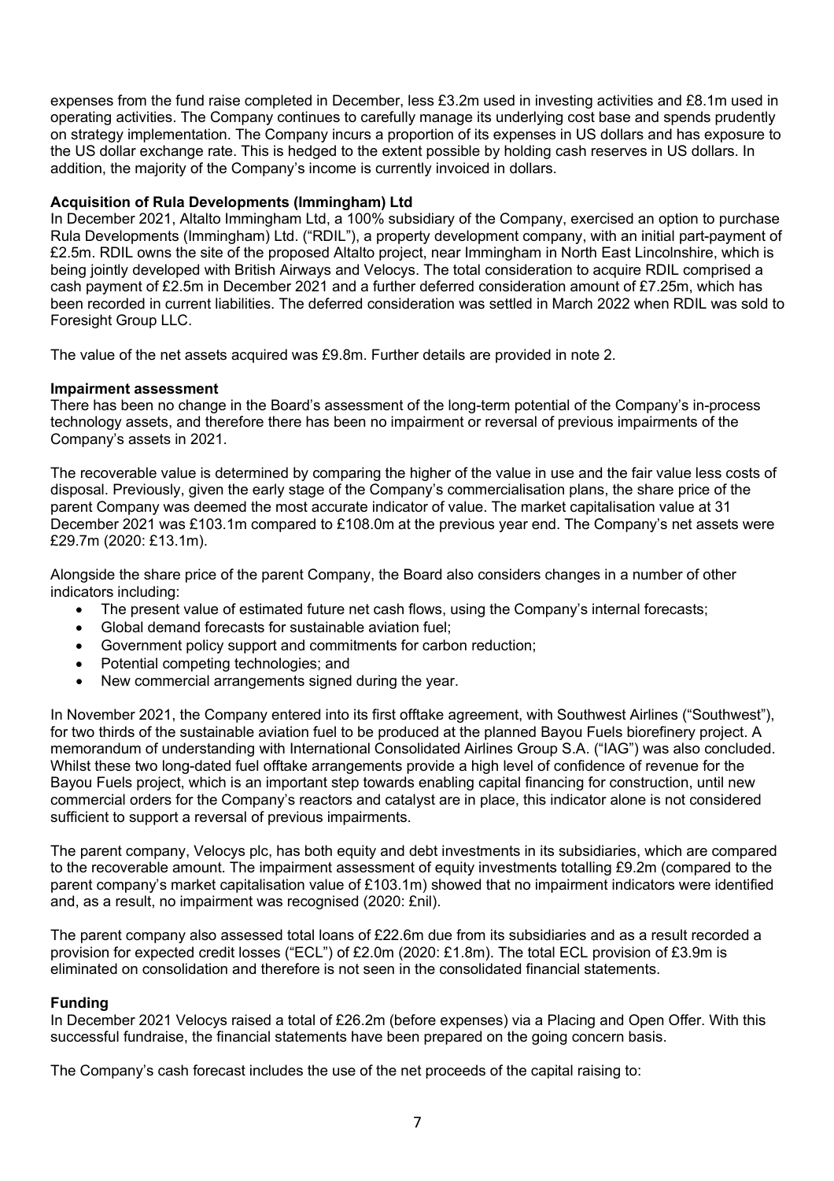expenses from the fund raise completed in December, less £3.2m used in investing activities and £8.1m used in operating activities. The Company continues to carefully manage its underlying cost base and spends prudently on strategy implementation. The Company incurs a proportion of its expenses in US dollars and has exposure to the US dollar exchange rate. This is hedged to the extent possible by holding cash reserves in US dollars. In addition, the majority of the Company's income is currently invoiced in dollars.

**Acquisition of Rula Developments (Immingham) Ltd**

In December 2021, Altalto Immingham Ltd, a 100% subsidiary of the Company, exercised an option to purchase Rula Developments (Immingham) Ltd. ("RDIL"), a property development company, with an initial part-payment of £2.5m. RDIL owns the site of the proposed Altalto project, near Immingham in North East Lincolnshire, which is being jointly developed with British Airways and Velocys. The total consideration to acquire RDIL comprised a cash payment of £2.5m in December 2021 and a further deferred consideration amount of £7.25m, which has been recorded in current liabilities. The deferred consideration was settled in March 2022 when RDIL was sold to Foresight Group LLC.

The value of the net assets acquired was £9.8m. Further details are provided in note 2.

**Impairment assessment**

There has been no change in the Board's assessment of the long-term potential of the Company's in-process technology assets, and therefore there has been no impairment or reversal of previous impairments of the Company's assets in 2021.

The recoverable value is determined by comparing the higher of the value in use and the fair value less costs of disposal. Previously, given the early stage of the Company's commercialisation plans, the share price of the parent Company was deemed the most accurate indicator of value. The market capitalisation value at 31 December 2021 was £103.1m compared to £108.0m at the previous year end. The Company's net assets were £29.7m (2020: £13.1m).

Alongside the share price of the parent Company, the Board also considers changes in a number of other indicators including:

- The present value of estimated future net cash flows, using the Company's internal forecasts;
- Global demand forecasts for sustainable aviation fuel;
- Government policy support and commitments for carbon reduction;
- Potential competing technologies; and
- New commercial arrangements signed during the year.

In November 2021, the Company entered into its first offtake agreement, with Southwest Airlines ("Southwest"), for two thirds of the sustainable aviation fuel to be produced at the planned Bayou Fuels biorefinery project. A memorandum of understanding with International Consolidated Airlines Group S.A. ("IAG") was also concluded. Whilst these two long-dated fuel offtake arrangements provide a high level of confidence of revenue for the Bayou Fuels project, which is an important step towards enabling capital financing for construction, until new commercial orders for the Company's reactors and catalyst are in place, this indicator alone is not considered sufficient to support a reversal of previous impairments.

The parent company, Velocys plc, has both equity and debt investments in its subsidiaries, which are compared to the recoverable amount. The impairment assessment of equity investments totalling £9.2m (compared to the parent company's market capitalisation value of £103.1m) showed that no impairment indicators were identified and, as a result, no impairment was recognised (2020: £nil).

The parent company also assessed total loans of £22.6m due from its subsidiaries and as a result recorded a provision for expected credit losses ("ECL") of £2.0m (2020: £1.8m). The total ECL provision of £3.9m is eliminated on consolidation and therefore is not seen in the consolidated financial statements.

**Funding**

In December 2021 Velocys raised a total of £26.2m (before expenses) via a Placing and Open Offer. With this successful fundraise, the financial statements have been prepared on the going concern basis.

The Company's cash forecast includes the use of the net proceeds of the capital raising to: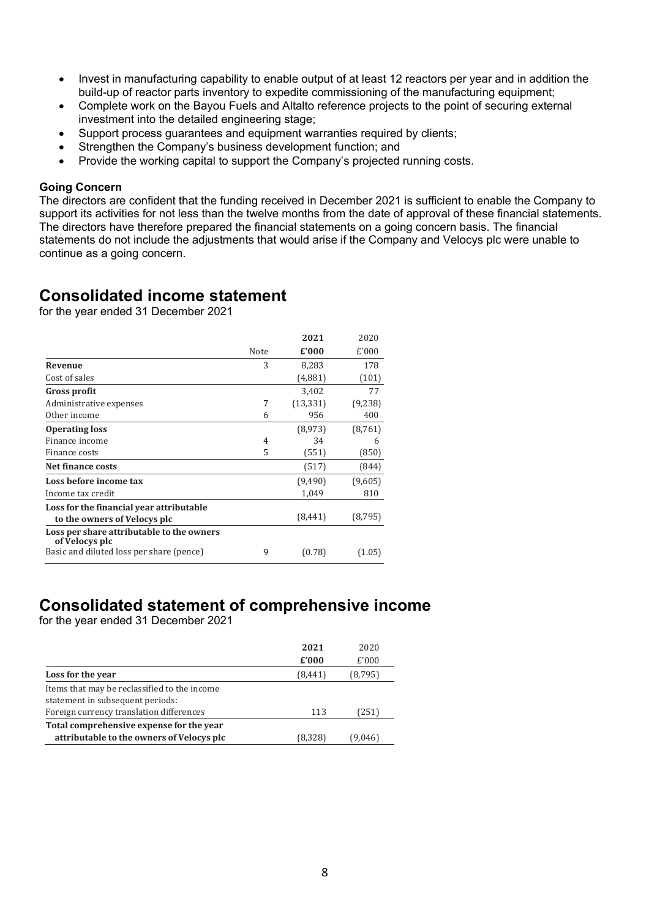- Invest in manufacturing capability to enable output of at least 12 reactors per year and in addition the build-up of reactor parts inventory to expedite commissioning of the manufacturing equipment;
- Complete work on the Bayou Fuels and Altalto reference projects to the point of securing external investment into the detailed engineering stage;
- Support process guarantees and equipment warranties required by clients;
- Strengthen the Company's business development function; and
- Provide the working capital to support the Company's projected running costs.

**Going Concern**

The directors are confident that the funding received in December 2021 is sufficient to enable the Company to support its activities for not less than the twelve months from the date of approval of these financial statements. The directors have therefore prepared the financial statements on a going concern basis. The financial statements do not include the adjustments that would arise if the Company and Velocys plc were unable to continue as a going concern.

# Consolidated income statement

for the year ended 31 December 2021

| | Note | **2021** **£'000** | 2020 £'000 |
|---|---|---|---|
| **Revenue** | 3 | 8,283 | 178 |
| Cost of sales | | (4,881) | (101) |
| **Gross profit** | | 3,402 | 77 |
| Administrative expenses | 7 | (13,331) | (9,238) |
| Other income | 6 | 956 | 400 |
| **Operating loss** | | (8,973) | (8,761) |
| Finance income | 4 | 34 | 6 |
| Finance costs | 5 | (551) | (850) |
| **Net finance costs** | | (517) | (844) |
| **Loss before income tax** | | (9,490) | (9,605) |
| Income tax credit | | 1,049 | 810 |
| **Loss for the financial year attributable to the owners of Velocys plc** | | (8,441) | (8,795) |
| **Loss per share attributable to the owners of Velocys plc** | | | |
| Basic and diluted loss per share (pence) | 9 | (0.78) | (1.05) |

# Consolidated statement of comprehensive income

for the year ended 31 December 2021

| | **2021** **£'000** | 2020 £'000 |
|---|---|---|
| **Loss for the year** | (8,441) | (8,795) |
| Items that may be reclassified to the income statement in subsequent periods: | | |
| Foreign currency translation differences | 113 | (251) |
| **Total comprehensive expense for the year attributable to the owners of Velocys plc** | (8,328) | (9,046) |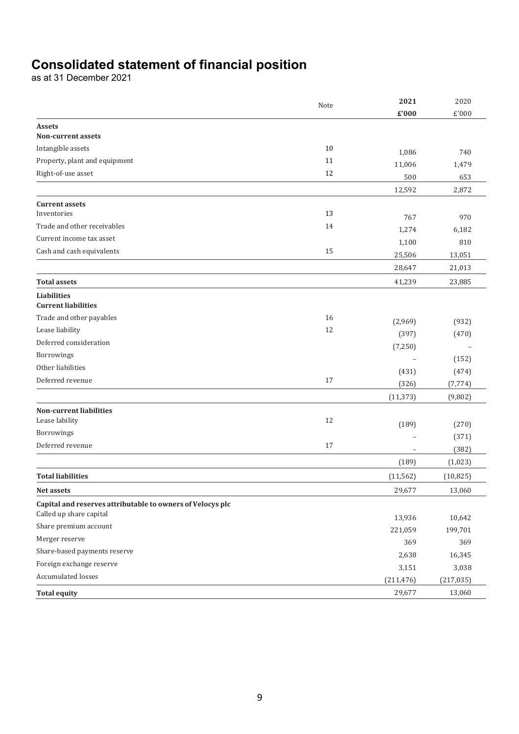# Consolidated statement of financial position

as at 31 December 2021

| | Note | **2021** **£'000** | 2020 £'000 |
|---|---|---|---|
| **Assets** | | | |
| **Non-current assets** | | | |
| Intangible assets | 10 | 1,086 | 740 |
| Property, plant and equipment | 11 | 11,006 | 1,479 |
| Right-of-use asset | 12 | 500 | 653 |
| | | 12,592 | 2,872 |
| **Current assets** | | | |
| Inventories | 13 | 767 | 970 |
| Trade and other receivables | 14 | 1,274 | 6,182 |
| Current income tax asset | | 1,100 | 810 |
| Cash and cash equivalents | 15 | 25,506 | 13,051 |
| | | 28,647 | 21,013 |
| **Total assets** | | 41,239 | 23,885 |
| **Liabilities** | | | |
| **Current liabilities** | | | |
| Trade and other payables | 16 | (2,969) | (932) |
| Lease liability | 12 | (397) | (470) |
| Deferred consideration | | (7,250) | – |
| Borrowings | | – | (152) |
| Other liabilities | | (431) | (474) |
| Deferred revenue | 17 | (326) | (7,774) |
| | | (11,373) | (9,802) |
| **Non-current liabilities** | | | |
| Lease lability | 12 | (189) | (270) |
| Borrowings | | – | (371) |
| Deferred revenue | 17 | – | (382) |
| | | (189) | (1,023) |
| **Total liabilities** | | (11,562) | (10,825) |
| **Net assets** | | 29,677 | 13,060 |
| **Capital and reserves attributable to owners of Velocys plc** | | | |
| Called up share capital | | 13,936 | 10,642 |
| Share premium account | | 221,059 | 199,701 |
| Merger reserve | | 369 | 369 |
| Share-based payments reserve | | 2,638 | 16,345 |
| Foreign exchange reserve | | 3,151 | 3,038 |
| Accumulated losses | | (211,476) | (217,035) |
| **Total equity** | | 29,677 | 13,060 |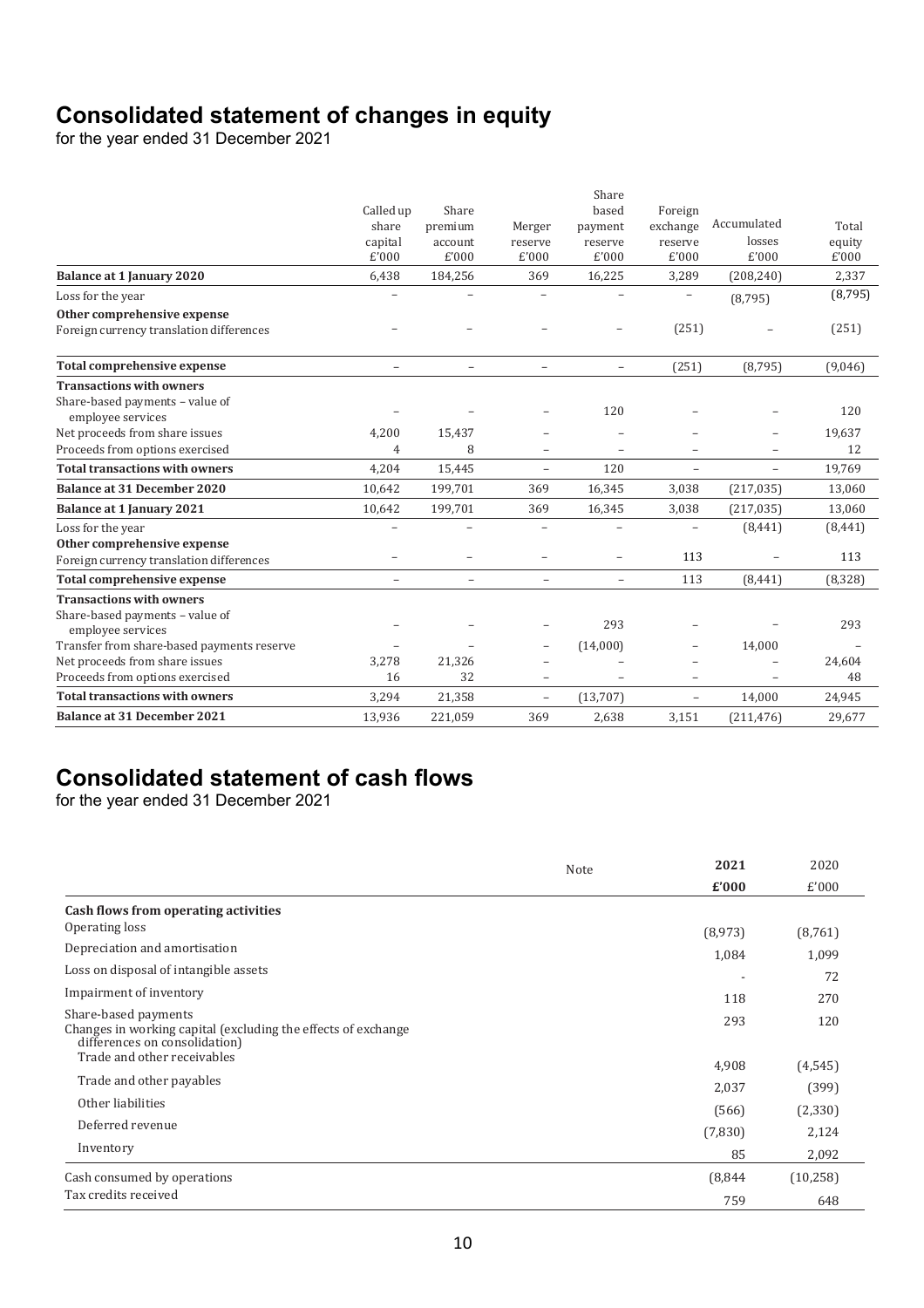# Consolidated statement of changes in equity

for the year ended 31 December 2021

| | Called up share capital £'000 | Share premium account £'000 | Merger reserve £'000 | Share based payment reserve £'000 | Foreign exchange reserve £'000 | Accumulated losses £'000 | Total equity £'000 |
|---|---|---|---|---|---|---|---|
| **Balance at 1 January 2020** | 6,438 | 184,256 | 369 | 16,225 | 3,289 | (208,240) | 2,337 |
| Loss for the year | – | – | – | – | – | (8,795) | (8,795) |
| **Other comprehensive expense** | | | | | | | |
| Foreign currency translation differences | – | – | – | – | (251) | – | (251) |
| **Total comprehensive expense** | – | – | – | – | (251) | (8,795) | (9,046) |
| **Transactions with owners** | | | | | | | |
| Share-based payments – value of employee services | – | – | – | 120 | – | – | 120 |
| Net proceeds from share issues | 4,200 | 15,437 | – | – | – | – | 19,637 |
| Proceeds from options exercised | 4 | 8 | – | – | – | – | 12 |
| **Total transactions with owners** | 4,204 | 15,445 | – | 120 | – | – | 19,769 |
| **Balance at 31 December 2020** | 10,642 | 199,701 | 369 | 16,345 | 3,038 | (217,035) | 13,060 |
| **Balance at 1 January 2021** | 10,642 | 199,701 | 369 | 16,345 | 3,038 | (217,035) | 13,060 |
| Loss for the year | – | – | – | – | – | (8,441) | (8,441) |
| **Other comprehensive expense** | | | | | | | |
| Foreign currency translation differences | – | – | – | – | 113 | – | 113 |
| **Total comprehensive expense** | – | – | – | – | 113 | (8,441) | (8,328) |
| **Transactions with owners** | | | | | | | |
| Share-based payments – value of employee services | – | – | – | 293 | – | – | 293 |
| Transfer from share-based payments reserve | – | – | – | (14,000) | – | 14,000 | – |
| Net proceeds from share issues | 3,278 | 21,326 | – | – | – | – | 24,604 |
| Proceeds from options exercised | 16 | 32 | – | – | – | – | 48 |
| **Total transactions with owners** | 3,294 | 21,358 | – | (13,707) | – | 14,000 | 24,945 |
| **Balance at 31 December 2021** | 13,936 | 221,059 | 369 | 2,638 | 3,151 | (211,476) | 29,677 |

# Consolidated statement of cash flows

for the year ended 31 December 2021

| | Note | 2021 £'000 | 2020 £'000 |
|---|---|---|---|
| **Cash flows from operating activities** | | | |
| Operating loss | | (8,973) | (8,761) |
| Depreciation and amortisation | | 1,084 | 1,099 |
| Loss on disposal of intangible assets | | - | 72 |
| Impairment of inventory | | 118 | 270 |
| Share-based payments | | 293 | 120 |
| Changes in working capital (excluding the effects of exchange differences on consolidation) | | | |
| Trade and other receivables | | 4,908 | (4,545) |
| Trade and other payables | | 2,037 | (399) |
| Other liabilities | | (566) | (2,330) |
| Deferred revenue | | (7,830) | 2,124 |
| Inventory | | 85 | 2,092 |
| Cash consumed by operations | | (8,844 | (10,258) |
| Tax credits received | | 759 | 648 |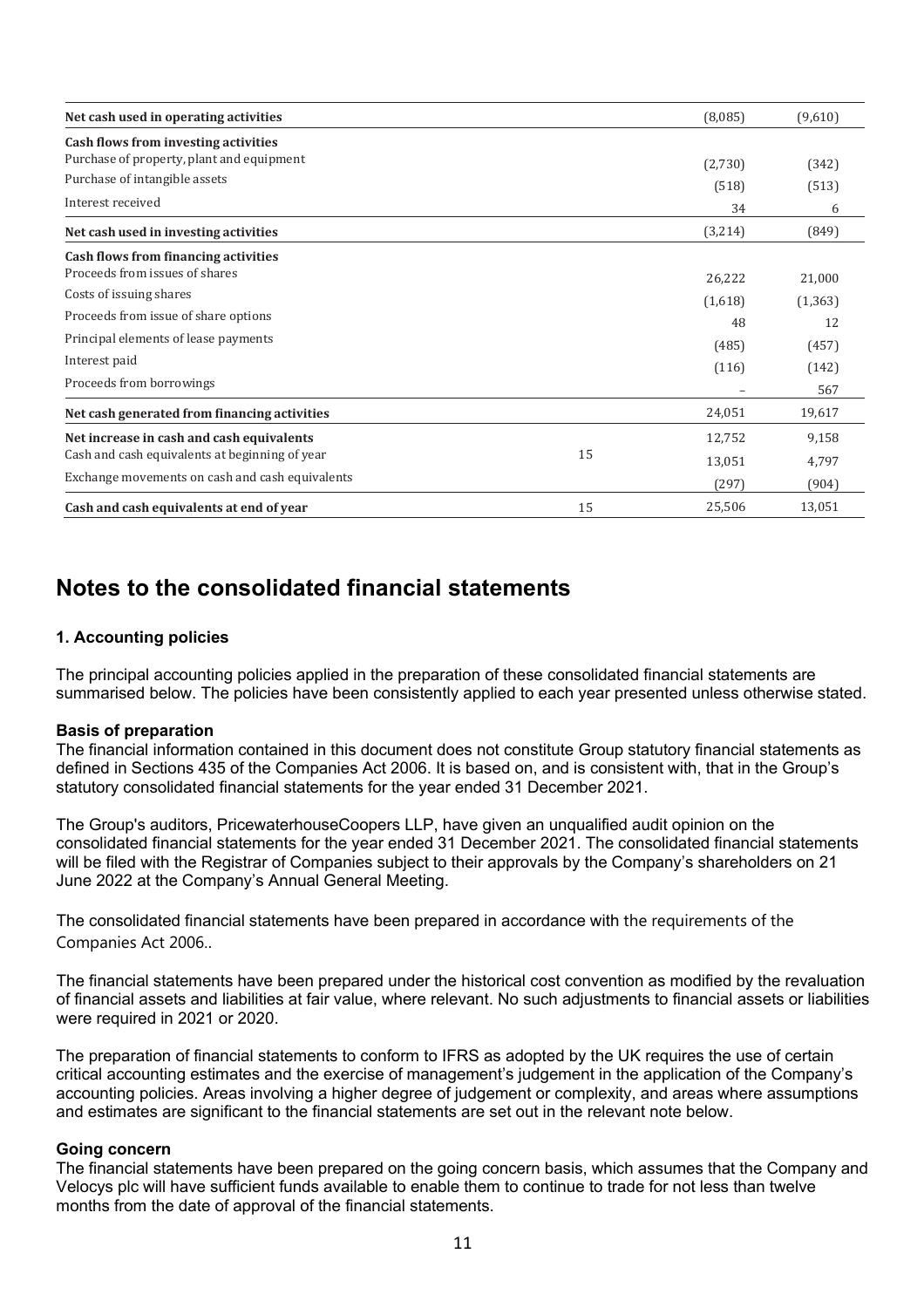| | | | |
|---|---|---|---|
| **Net cash used in operating activities** | | (8,085) | (9,610) |
| **Cash flows from investing activities** | | | |
| Purchase of property, plant and equipment | | (2,730) | (342) |
| Purchase of intangible assets | | (518) | (513) |
| Interest received | | 34 | 6 |
| **Net cash used in investing activities** | | (3,214) | (849) |
| **Cash flows from financing activities** | | | |
| Proceeds from issues of shares | | 26,222 | 21,000 |
| Costs of issuing shares | | (1,618) | (1,363) |
| Proceeds from issue of share options | | 48 | 12 |
| Principal elements of lease payments | | (485) | (457) |
| Interest paid | | (116) | (142) |
| Proceeds from borrowings | | – | 567 |
| **Net cash generated from financing activities** | | 24,051 | 19,617 |
| **Net increase in cash and cash equivalents** | | 12,752 | 9,158 |
| Cash and cash equivalents at beginning of year | 15 | 13,051 | 4,797 |
| Exchange movements on cash and cash equivalents | | (297) | (904) |
| **Cash and cash equivalents at end of year** | 15 | 25,506 | 13,051 |

# Notes to the consolidated financial statements

### 1. Accounting policies

The principal accounting policies applied in the preparation of these consolidated financial statements are summarised below. The policies have been consistently applied to each year presented unless otherwise stated.

#### Basis of preparation

The financial information contained in this document does not constitute Group statutory financial statements as defined in Sections 435 of the Companies Act 2006. It is based on, and is consistent with, that in the Group's statutory consolidated financial statements for the year ended 31 December 2021.

The Group's auditors, PricewaterhouseCoopers LLP, have given an unqualified audit opinion on the consolidated financial statements for the year ended 31 December 2021. The consolidated financial statements will be filed with the Registrar of Companies subject to their approvals by the Company's shareholders on 21 June 2022 at the Company's Annual General Meeting.

The consolidated financial statements have been prepared in accordance with the requirements of the Companies Act 2006..

The financial statements have been prepared under the historical cost convention as modified by the revaluation of financial assets and liabilities at fair value, where relevant. No such adjustments to financial assets or liabilities were required in 2021 or 2020.

The preparation of financial statements to conform to IFRS as adopted by the UK requires the use of certain critical accounting estimates and the exercise of management's judgement in the application of the Company's accounting policies. Areas involving a higher degree of judgement or complexity, and areas where assumptions and estimates are significant to the financial statements are set out in the relevant note below.

#### Going concern

The financial statements have been prepared on the going concern basis, which assumes that the Company and Velocys plc will have sufficient funds available to enable them to continue to trade for not less than twelve months from the date of approval of the financial statements.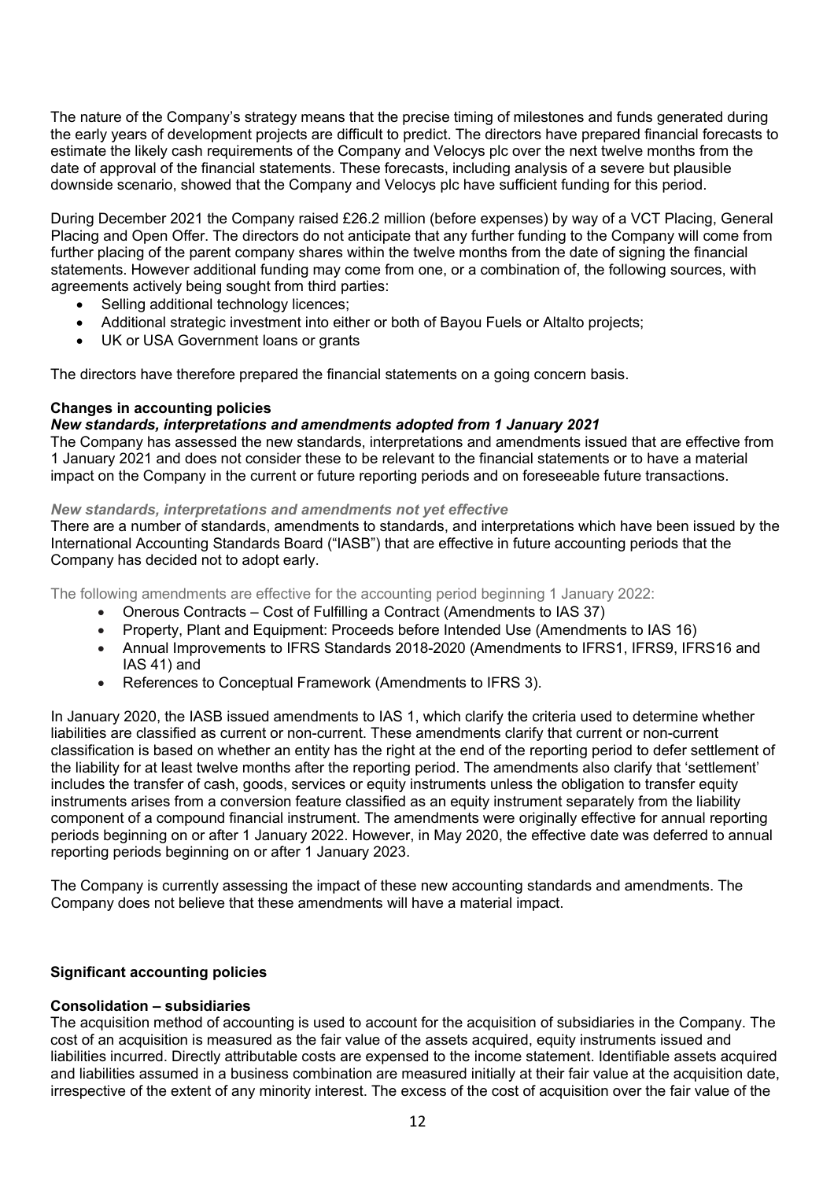The nature of the Company's strategy means that the precise timing of milestones and funds generated during the early years of development projects are difficult to predict. The directors have prepared financial forecasts to estimate the likely cash requirements of the Company and Velocys plc over the next twelve months from the date of approval of the financial statements. These forecasts, including analysis of a severe but plausible downside scenario, showed that the Company and Velocys plc have sufficient funding for this period.

During December 2021 the Company raised £26.2 million (before expenses) by way of a VCT Placing, General Placing and Open Offer. The directors do not anticipate that any further funding to the Company will come from further placing of the parent company shares within the twelve months from the date of signing the financial statements. However additional funding may come from one, or a combination of, the following sources, with agreements actively being sought from third parties:

- Selling additional technology licences;
- Additional strategic investment into either or both of Bayou Fuels or Altalto projects;
- UK or USA Government loans or grants

The directors have therefore prepared the financial statements on a going concern basis.

**Changes in accounting policies**

***New standards, interpretations and amendments adopted from 1 January 2021***

The Company has assessed the new standards, interpretations and amendments issued that are effective from 1 January 2021 and does not consider these to be relevant to the financial statements or to have a material impact on the Company in the current or future reporting periods and on foreseeable future transactions.

***New standards, interpretations and amendments not yet effective***

There are a number of standards, amendments to standards, and interpretations which have been issued by the International Accounting Standards Board ("IASB") that are effective in future accounting periods that the Company has decided not to adopt early.

The following amendments are effective for the accounting period beginning 1 January 2022:

- Onerous Contracts – Cost of Fulfilling a Contract (Amendments to IAS 37)
- Property, Plant and Equipment: Proceeds before Intended Use (Amendments to IAS 16)
- Annual Improvements to IFRS Standards 2018-2020 (Amendments to IFRS1, IFRS9, IFRS16 and IAS 41) and
- References to Conceptual Framework (Amendments to IFRS 3).

In January 2020, the IASB issued amendments to IAS 1, which clarify the criteria used to determine whether liabilities are classified as current or non-current. These amendments clarify that current or non-current classification is based on whether an entity has the right at the end of the reporting period to defer settlement of the liability for at least twelve months after the reporting period. The amendments also clarify that 'settlement' includes the transfer of cash, goods, services or equity instruments unless the obligation to transfer equity instruments arises from a conversion feature classified as an equity instrument separately from the liability component of a compound financial instrument. The amendments were originally effective for annual reporting periods beginning on or after 1 January 2022. However, in May 2020, the effective date was deferred to annual reporting periods beginning on or after 1 January 2023.

The Company is currently assessing the impact of these new accounting standards and amendments. The Company does not believe that these amendments will have a material impact.

**Significant accounting policies**

**Consolidation – subsidiaries**

The acquisition method of accounting is used to account for the acquisition of subsidiaries in the Company. The cost of an acquisition is measured as the fair value of the assets acquired, equity instruments issued and liabilities incurred. Directly attributable costs are expensed to the income statement. Identifiable assets acquired and liabilities assumed in a business combination are measured initially at their fair value at the acquisition date, irrespective of the extent of any minority interest. The excess of the cost of acquisition over the fair value of the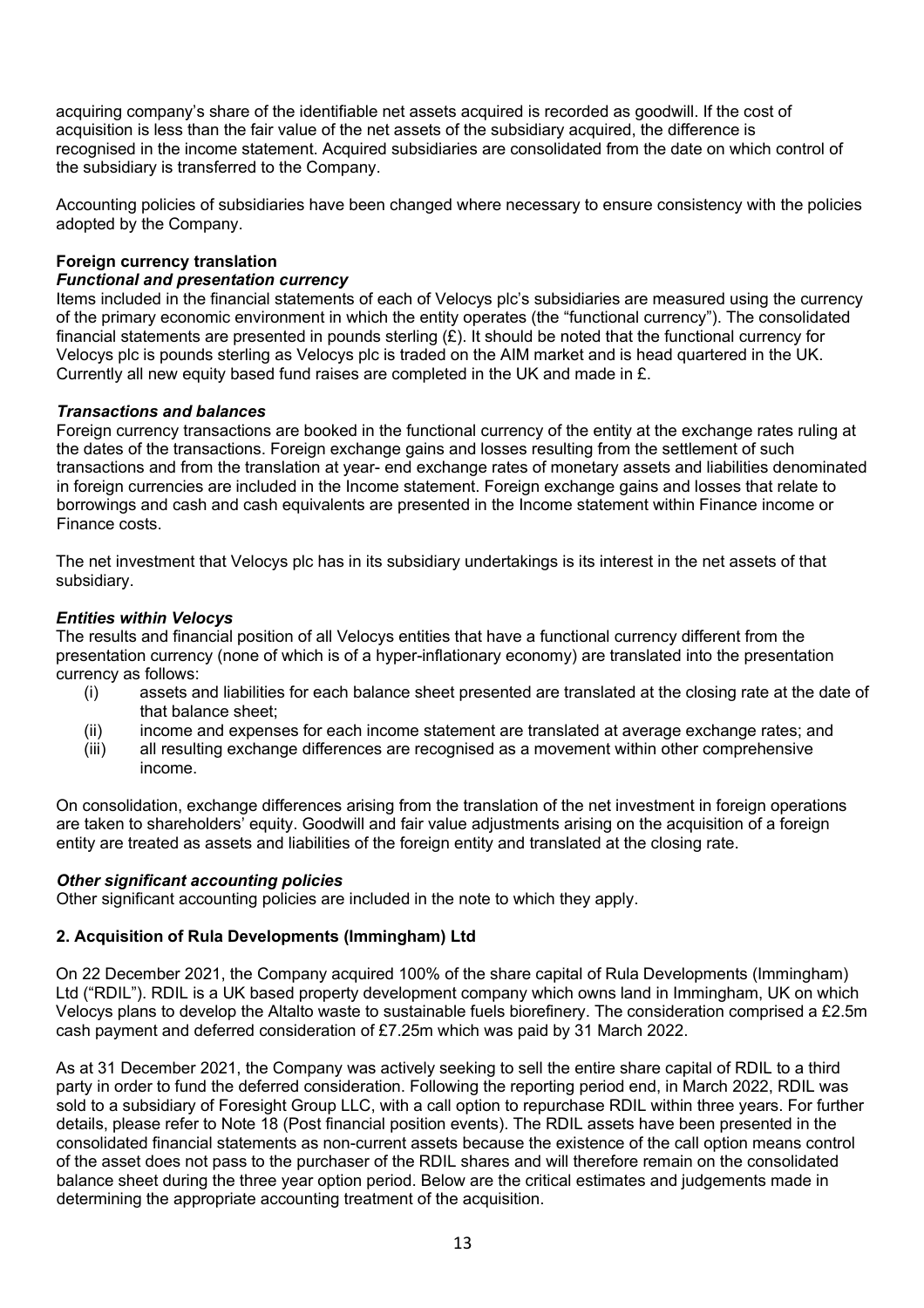acquiring company's share of the identifiable net assets acquired is recorded as goodwill. If the cost of acquisition is less than the fair value of the net assets of the subsidiary acquired, the difference is recognised in the income statement. Acquired subsidiaries are consolidated from the date on which control of the subsidiary is transferred to the Company.

Accounting policies of subsidiaries have been changed where necessary to ensure consistency with the policies adopted by the Company.

**Foreign currency translation**

***Functional and presentation currency***

Items included in the financial statements of each of Velocys plc's subsidiaries are measured using the currency of the primary economic environment in which the entity operates (the "functional currency"). The consolidated financial statements are presented in pounds sterling (£). It should be noted that the functional currency for Velocys plc is pounds sterling as Velocys plc is traded on the AIM market and is head quartered in the UK. Currently all new equity based fund raises are completed in the UK and made in £.

***Transactions and balances***

Foreign currency transactions are booked in the functional currency of the entity at the exchange rates ruling at the dates of the transactions. Foreign exchange gains and losses resulting from the settlement of such transactions and from the translation at year- end exchange rates of monetary assets and liabilities denominated in foreign currencies are included in the Income statement. Foreign exchange gains and losses that relate to borrowings and cash and cash equivalents are presented in the Income statement within Finance income or Finance costs.

The net investment that Velocys plc has in its subsidiary undertakings is its interest in the net assets of that subsidiary.

***Entities within Velocys***

The results and financial position of all Velocys entities that have a functional currency different from the presentation currency (none of which is of a hyper-inflationary economy) are translated into the presentation currency as follows:

(i) assets and liabilities for each balance sheet presented are translated at the closing rate at the date of that balance sheet;
(ii) income and expenses for each income statement are translated at average exchange rates; and
(iii) all resulting exchange differences are recognised as a movement within other comprehensive income.

On consolidation, exchange differences arising from the translation of the net investment in foreign operations are taken to shareholders' equity. Goodwill and fair value adjustments arising on the acquisition of a foreign entity are treated as assets and liabilities of the foreign entity and translated at the closing rate.

***Other significant accounting policies***

Other significant accounting policies are included in the note to which they apply.

**2. Acquisition of Rula Developments (Immingham) Ltd**

On 22 December 2021, the Company acquired 100% of the share capital of Rula Developments (Immingham) Ltd ("RDIL"). RDIL is a UK based property development company which owns land in Immingham, UK on which Velocys plans to develop the Altalto waste to sustainable fuels biorefinery. The consideration comprised a £2.5m cash payment and deferred consideration of £7.25m which was paid by 31 March 2022.

As at 31 December 2021, the Company was actively seeking to sell the entire share capital of RDIL to a third party in order to fund the deferred consideration. Following the reporting period end, in March 2022, RDIL was sold to a subsidiary of Foresight Group LLC, with a call option to repurchase RDIL within three years. For further details, please refer to Note 18 (Post financial position events). The RDIL assets have been presented in the consolidated financial statements as non-current assets because the existence of the call option means control of the asset does not pass to the purchaser of the RDIL shares and will therefore remain on the consolidated balance sheet during the three year option period. Below are the critical estimates and judgements made in determining the appropriate accounting treatment of the acquisition.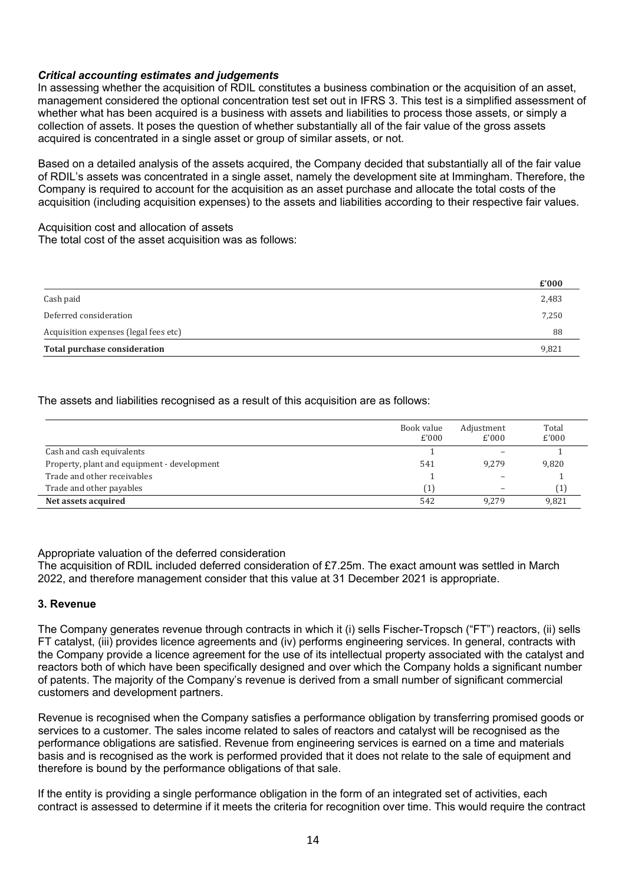***Critical accounting estimates and judgements***

In assessing whether the acquisition of RDIL constitutes a business combination or the acquisition of an asset, management considered the optional concentration test set out in IFRS 3. This test is a simplified assessment of whether what has been acquired is a business with assets and liabilities to process those assets, or simply a collection of assets. It poses the question of whether substantially all of the fair value of the gross assets acquired is concentrated in a single asset or group of similar assets, or not.

Based on a detailed analysis of the assets acquired, the Company decided that substantially all of the fair value of RDIL's assets was concentrated in a single asset, namely the development site at Immingham. Therefore, the Company is required to account for the acquisition as an asset purchase and allocate the total costs of the acquisition (including acquisition expenses) to the assets and liabilities according to their respective fair values.

Acquisition cost and allocation of assets

The total cost of the asset acquisition was as follows:

| | £'000 |
|---|---|
| Cash paid | 2,483 |
| Deferred consideration | 7,250 |
| Acquisition expenses (legal fees etc) | 88 |
| **Total purchase consideration** | 9,821 |

The assets and liabilities recognised as a result of this acquisition are as follows:

| | Book value £'000 | Adjustment £'000 | Total £'000 |
|---|---|---|---|
| Cash and cash equivalents | 1 | – | 1 |
| Property, plant and equipment - development | 541 | 9,279 | 9,820 |
| Trade and other receivables | 1 | – | 1 |
| Trade and other payables | (1) | – | (1) |
| **Net assets acquired** | 542 | 9,279 | 9,821 |

Appropriate valuation of the deferred consideration

The acquisition of RDIL included deferred consideration of £7.25m. The exact amount was settled in March 2022, and therefore management consider that this value at 31 December 2021 is appropriate.

### 3. Revenue

The Company generates revenue through contracts in which it (i) sells Fischer-Tropsch ("FT") reactors, (ii) sells FT catalyst, (iii) provides licence agreements and (iv) performs engineering services. In general, contracts with the Company provide a licence agreement for the use of its intellectual property associated with the catalyst and reactors both of which have been specifically designed and over which the Company holds a significant number of patents. The majority of the Company's revenue is derived from a small number of significant commercial customers and development partners.

Revenue is recognised when the Company satisfies a performance obligation by transferring promised goods or services to a customer. The sales income related to sales of reactors and catalyst will be recognised as the performance obligations are satisfied. Revenue from engineering services is earned on a time and materials basis and is recognised as the work is performed provided that it does not relate to the sale of equipment and therefore is bound by the performance obligations of that sale.

If the entity is providing a single performance obligation in the form of an integrated set of activities, each contract is assessed to determine if it meets the criteria for recognition over time. This would require the contract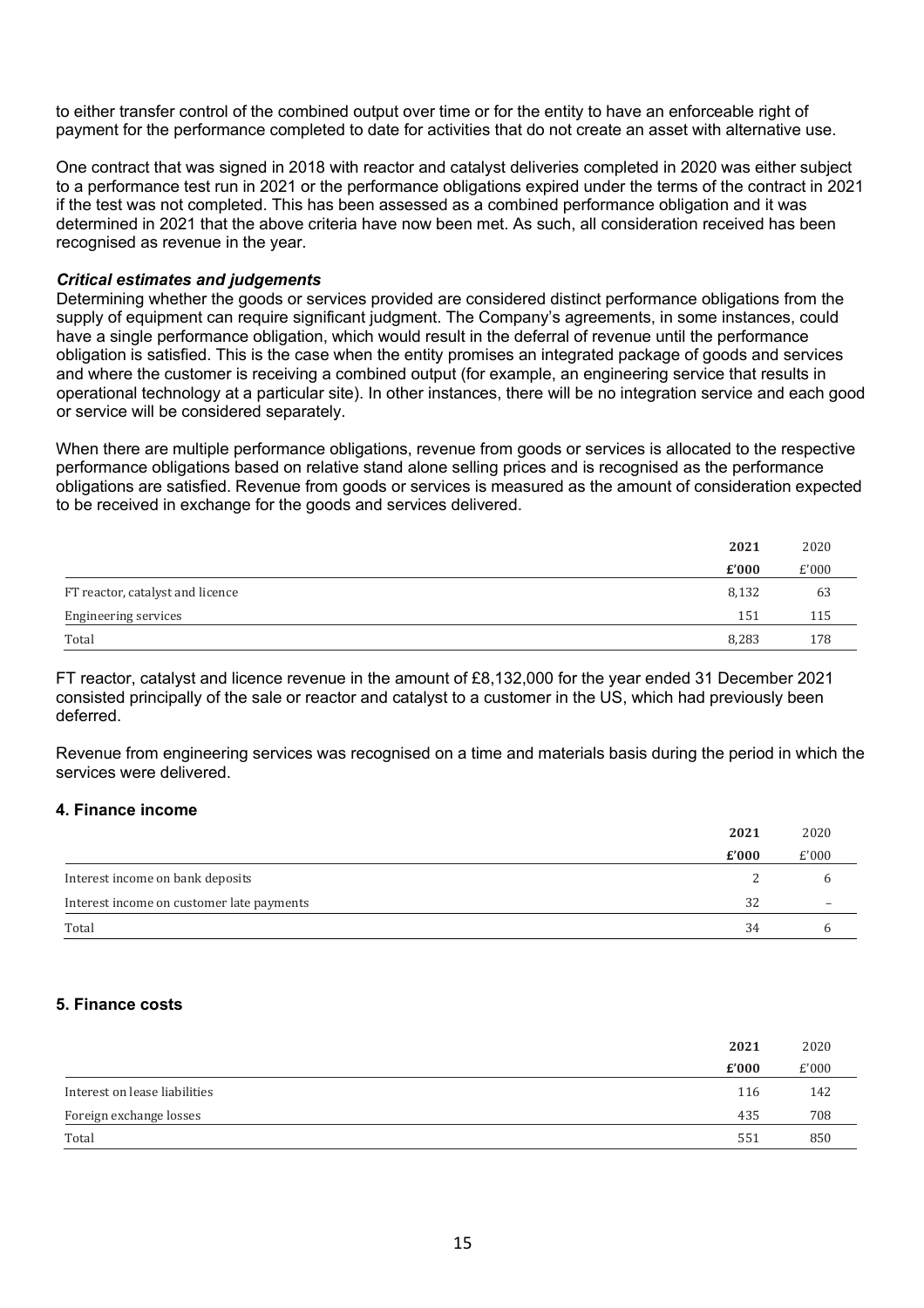to either transfer control of the combined output over time or for the entity to have an enforceable right of payment for the performance completed to date for activities that do not create an asset with alternative use.

One contract that was signed in 2018 with reactor and catalyst deliveries completed in 2020 was either subject to a performance test run in 2021 or the performance obligations expired under the terms of the contract in 2021 if the test was not completed. This has been assessed as a combined performance obligation and it was determined in 2021 that the above criteria have now been met. As such, all consideration received has been recognised as revenue in the year.

***Critical estimates and judgements***

Determining whether the goods or services provided are considered distinct performance obligations from the supply of equipment can require significant judgment. The Company's agreements, in some instances, could have a single performance obligation, which would result in the deferral of revenue until the performance obligation is satisfied. This is the case when the entity promises an integrated package of goods and services and where the customer is receiving a combined output (for example, an engineering service that results in operational technology at a particular site). In other instances, there will be no integration service and each good or service will be considered separately.

When there are multiple performance obligations, revenue from goods or services is allocated to the respective performance obligations based on relative stand alone selling prices and is recognised as the performance obligations are satisfied. Revenue from goods or services is measured as the amount of consideration expected to be received in exchange for the goods and services delivered.

| | **2021** | 2020 |
|---|---|---|
| | **£'000** | £'000 |
| FT reactor, catalyst and licence | 8,132 | 63 |
| Engineering services | 151 | 115 |
| Total | 8,283 | 178 |

FT reactor, catalyst and licence revenue in the amount of £8,132,000 for the year ended 31 December 2021 consisted principally of the sale or reactor and catalyst to a customer in the US, which had previously been deferred.

Revenue from engineering services was recognised on a time and materials basis during the period in which the services were delivered.

## 4. Finance income

| | **2021** | 2020 |
|---|---|---|
| | **£'000** | £'000 |
| Interest income on bank deposits | 2 | 6 |
| Interest income on customer late payments | 32 | – |
| Total | 34 | 6 |

## 5. Finance costs

| | **2021** | 2020 |
|---|---|---|
| | **£'000** | £'000 |
| Interest on lease liabilities | 116 | 142 |
| Foreign exchange losses | 435 | 708 |
| Total | 551 | 850 |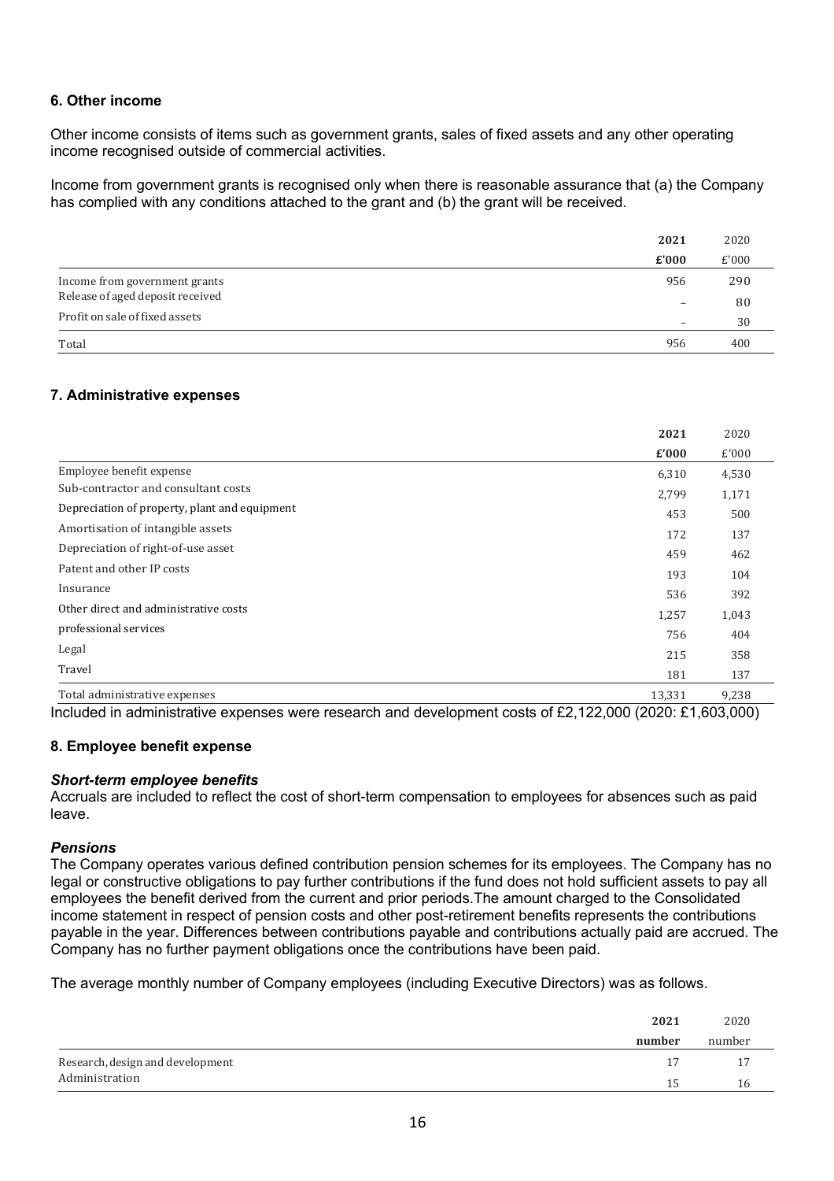### 6. Other income

Other income consists of items such as government grants, sales of fixed assets and any other operating income recognised outside of commercial activities.

Income from government grants is recognised only when there is reasonable assurance that (a) the Company has complied with any conditions attached to the grant and (b) the grant will be received.

| | **2021** | 2020 |
|---|---|---|
| | **£'000** | £'000 |
| Income from government grants | 956 | 290 |
| Release of aged deposit received | – | 80 |
| Profit on sale of fixed assets | – | 30 |
| Total | 956 | 400 |

### 7. Administrative expenses

| | **2021** | 2020 |
|---|---|---|
| | **£'000** | £'000 |
| Employee benefit expense | 6,310 | 4,530 |
| Sub-contractor and consultant costs | 2,799 | 1,171 |
| Depreciation of property, plant and equipment | 453 | 500 |
| Amortisation of intangible assets | 172 | 137 |
| Depreciation of right-of-use asset | 459 | 462 |
| Patent and other IP costs | 193 | 104 |
| Insurance | 536 | 392 |
| Other direct and administrative costs | 1,257 | 1,043 |
| professional services | 756 | 404 |
| Legal | 215 | 358 |
| Travel | 181 | 137 |
| Total administrative expenses | 13,331 | 9,238 |

Included in administrative expenses were research and development costs of £2,122,000 (2020: £1,603,000)

### 8. Employee benefit expense

***Short-term employee benefits***

Accruals are included to reflect the cost of short-term compensation to employees for absences such as paid leave.

***Pensions***

The Company operates various defined contribution pension schemes for its employees. The Company has no legal or constructive obligations to pay further contributions if the fund does not hold sufficient assets to pay all employees the benefit derived from the current and prior periods.The amount charged to the Consolidated income statement in respect of pension costs and other post-retirement benefits represents the contributions payable in the year. Differences between contributions payable and contributions actually paid are accrued. The Company has no further payment obligations once the contributions have been paid.

The average monthly number of Company employees (including Executive Directors) was as follows.

| | **2021** | 2020 |
|---|---|---|
| | **number** | number |
| Research, design and development | 17 | 17 |
| Administration | 15 | 16 |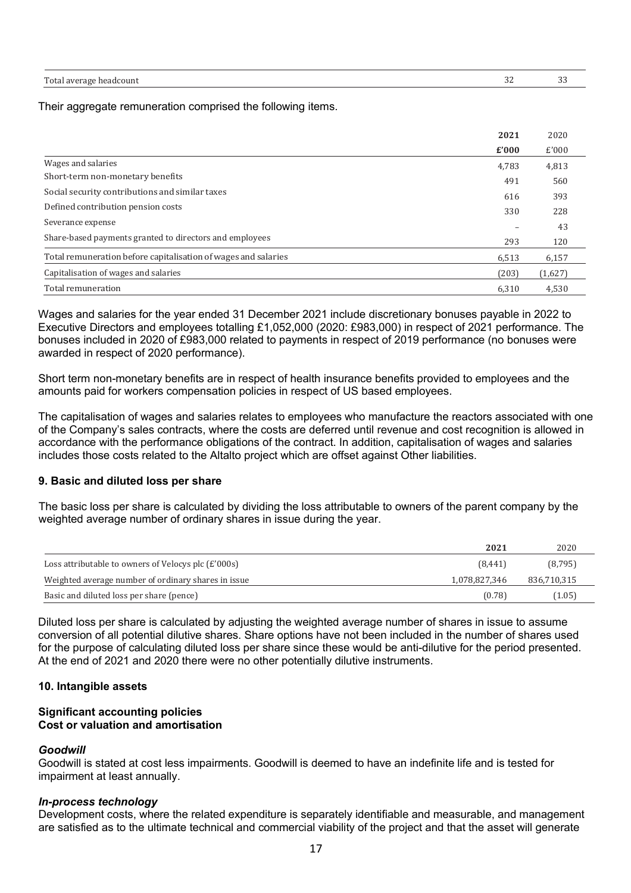| | | |
|---|---|---|
| Total average headcount | 32 | 33 |

Their aggregate remuneration comprised the following items.

| | 2021 | 2020 |
|---|---|---|
| | £'000 | £'000 |
| Wages and salaries | 4,783 | 4,813 |
| Short-term non-monetary benefits | 491 | 560 |
| Social security contributions and similar taxes | 616 | 393 |
| Defined contribution pension costs | 330 | 228 |
| Severance expense | – | 43 |
| Share-based payments granted to directors and employees | 293 | 120 |
| Total remuneration before capitalisation of wages and salaries | 6,513 | 6,157 |
| Capitalisation of wages and salaries | (203) | (1,627) |
| Total remuneration | 6,310 | 4,530 |

Wages and salaries for the year ended 31 December 2021 include discretionary bonuses payable in 2022 to Executive Directors and employees totalling £1,052,000 (2020: £983,000) in respect of 2021 performance. The bonuses included in 2020 of £983,000 related to payments in respect of 2019 performance (no bonuses were awarded in respect of 2020 performance).

Short term non-monetary benefits are in respect of health insurance benefits provided to employees and the amounts paid for workers compensation policies in respect of US based employees.

The capitalisation of wages and salaries relates to employees who manufacture the reactors associated with one of the Company's sales contracts, where the costs are deferred until revenue and cost recognition is allowed in accordance with the performance obligations of the contract. In addition, capitalisation of wages and salaries includes those costs related to the Altalto project which are offset against Other liabilities.

## 9. Basic and diluted loss per share

The basic loss per share is calculated by dividing the loss attributable to owners of the parent company by the weighted average number of ordinary shares in issue during the year.

| | 2021 | 2020 |
|---|---|---|
| Loss attributable to owners of Velocys plc (£'000s) | (8,441) | (8,795) |
| Weighted average number of ordinary shares in issue | 1,078,827,346 | 836,710,315 |
| Basic and diluted loss per share (pence) | (0.78) | (1.05) |

Diluted loss per share is calculated by adjusting the weighted average number of shares in issue to assume conversion of all potential dilutive shares. Share options have not been included in the number of shares used for the purpose of calculating diluted loss per share since these would be anti-dilutive for the period presented. At the end of 2021 and 2020 there were no other potentially dilutive instruments.

## 10. Intangible assets

### Significant accounting policies
### Cost or valuation and amortisation

***Goodwill***

Goodwill is stated at cost less impairments. Goodwill is deemed to have an indefinite life and is tested for impairment at least annually.

***In-process technology***

Development costs, where the related expenditure is separately identifiable and measurable, and management are satisfied as to the ultimate technical and commercial viability of the project and that the asset will generate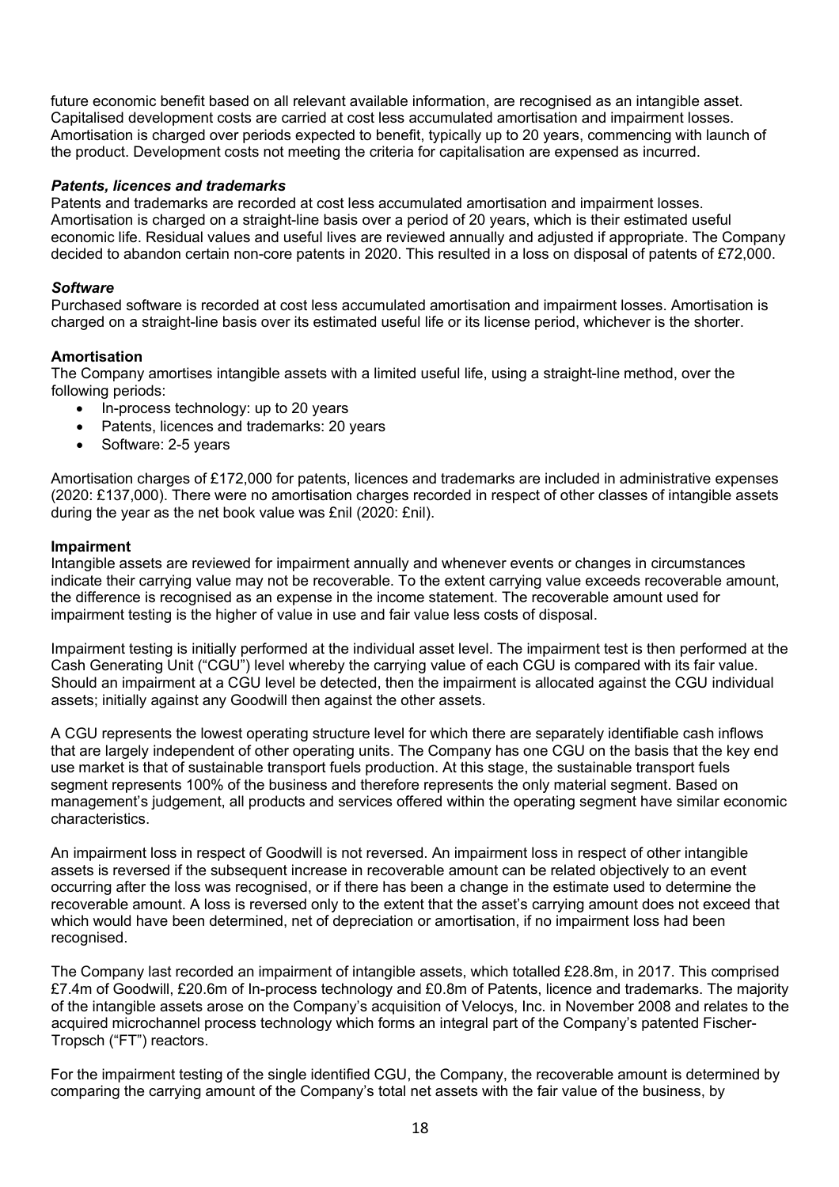future economic benefit based on all relevant available information, are recognised as an intangible asset. Capitalised development costs are carried at cost less accumulated amortisation and impairment losses. Amortisation is charged over periods expected to benefit, typically up to 20 years, commencing with launch of the product. Development costs not meeting the criteria for capitalisation are expensed as incurred.

***Patents, licences and trademarks***

Patents and trademarks are recorded at cost less accumulated amortisation and impairment losses. Amortisation is charged on a straight-line basis over a period of 20 years, which is their estimated useful economic life. Residual values and useful lives are reviewed annually and adjusted if appropriate. The Company decided to abandon certain non-core patents in 2020. This resulted in a loss on disposal of patents of £72,000.

***Software***

Purchased software is recorded at cost less accumulated amortisation and impairment losses. Amortisation is charged on a straight-line basis over its estimated useful life or its license period, whichever is the shorter.

**Amortisation**

The Company amortises intangible assets with a limited useful life, using a straight-line method, over the following periods:

- In-process technology: up to 20 years
- Patents, licences and trademarks: 20 years
- Software: 2-5 years

Amortisation charges of £172,000 for patents, licences and trademarks are included in administrative expenses (2020: £137,000). There were no amortisation charges recorded in respect of other classes of intangible assets during the year as the net book value was £nil (2020: £nil).

**Impairment**

Intangible assets are reviewed for impairment annually and whenever events or changes in circumstances indicate their carrying value may not be recoverable. To the extent carrying value exceeds recoverable amount, the difference is recognised as an expense in the income statement. The recoverable amount used for impairment testing is the higher of value in use and fair value less costs of disposal.

Impairment testing is initially performed at the individual asset level. The impairment test is then performed at the Cash Generating Unit ("CGU") level whereby the carrying value of each CGU is compared with its fair value. Should an impairment at a CGU level be detected, then the impairment is allocated against the CGU individual assets; initially against any Goodwill then against the other assets.

A CGU represents the lowest operating structure level for which there are separately identifiable cash inflows that are largely independent of other operating units. The Company has one CGU on the basis that the key end use market is that of sustainable transport fuels production. At this stage, the sustainable transport fuels segment represents 100% of the business and therefore represents the only material segment. Based on management's judgement, all products and services offered within the operating segment have similar economic characteristics.

An impairment loss in respect of Goodwill is not reversed. An impairment loss in respect of other intangible assets is reversed if the subsequent increase in recoverable amount can be related objectively to an event occurring after the loss was recognised, or if there has been a change in the estimate used to determine the recoverable amount. A loss is reversed only to the extent that the asset's carrying amount does not exceed that which would have been determined, net of depreciation or amortisation, if no impairment loss had been recognised.

The Company last recorded an impairment of intangible assets, which totalled £28.8m, in 2017. This comprised £7.4m of Goodwill, £20.6m of In-process technology and £0.8m of Patents, licence and trademarks. The majority of the intangible assets arose on the Company's acquisition of Velocys, Inc. in November 2008 and relates to the acquired microchannel process technology which forms an integral part of the Company's patented Fischer-Tropsch ("FT") reactors.

For the impairment testing of the single identified CGU, the Company, the recoverable amount is determined by comparing the carrying amount of the Company's total net assets with the fair value of the business, by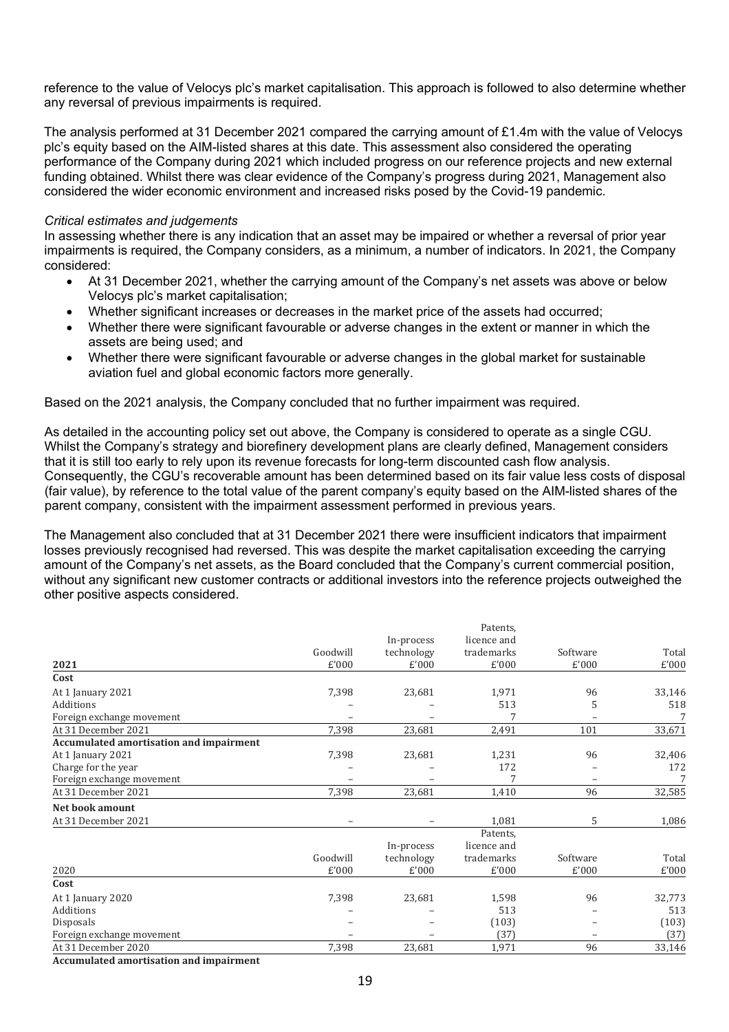reference to the value of Velocys plc's market capitalisation. This approach is followed to also determine whether any reversal of previous impairments is required.

The analysis performed at 31 December 2021 compared the carrying amount of £1.4m with the value of Velocys plc's equity based on the AIM-listed shares at this date. This assessment also considered the operating performance of the Company during 2021 which included progress on our reference projects and new external funding obtained. Whilst there was clear evidence of the Company's progress during 2021, Management also considered the wider economic environment and increased risks posed by the Covid-19 pandemic.

*Critical estimates and judgements*

In assessing whether there is any indication that an asset may be impaired or whether a reversal of prior year impairments is required, the Company considers, as a minimum, a number of indicators. In 2021, the Company considered:

- At 31 December 2021, whether the carrying amount of the Company's net assets was above or below Velocys plc's market capitalisation;
- Whether significant increases or decreases in the market price of the assets had occurred;
- Whether there were significant favourable or adverse changes in the extent or manner in which the assets are being used; and
- Whether there were significant favourable or adverse changes in the global market for sustainable aviation fuel and global economic factors more generally.

Based on the 2021 analysis, the Company concluded that no further impairment was required.

As detailed in the accounting policy set out above, the Company is considered to operate as a single CGU. Whilst the Company's strategy and biorefinery development plans are clearly defined, Management considers that it is still too early to rely upon its revenue forecasts for long-term discounted cash flow analysis. Consequently, the CGU's recoverable amount has been determined based on its fair value less costs of disposal (fair value), by reference to the total value of the parent company's equity based on the AIM-listed shares of the parent company, consistent with the impairment assessment performed in previous years.

The Management also concluded that at 31 December 2021 there were insufficient indicators that impairment losses previously recognised had reversed. This was despite the market capitalisation exceeding the carrying amount of the Company's net assets, as the Board concluded that the Company's current commercial position, without any significant new customer contracts or additional investors into the reference projects outweighed the other positive aspects considered.

| 2021 | Goodwill £'000 | In-process technology £'000 | Patents, licence and trademarks £'000 | Software £'000 | Total £'000 |
|---|---|---|---|---|---|
| **Cost** | | | | | |
| At 1 January 2021 | 7,398 | 23,681 | 1,971 | 96 | 33,146 |
| Additions | – | – | 513 | 5 | 518 |
| Foreign exchange movement | – | – | 7 | – | 7 |
| At 31 December 2021 | 7,398 | 23,681 | 2,491 | 101 | 33,671 |
| **Accumulated amortisation and impairment** | | | | | |
| At 1 January 2021 | 7,398 | 23,681 | 1,231 | 96 | 32,406 |
| Charge for the year | – | – | 172 | – | 172 |
| Foreign exchange movement | – | – | 7 | – | 7 |
| At 31 December 2021 | 7,398 | 23,681 | 1,410 | 96 | 32,585 |
| **Net book amount** | | | | | |
| At 31 December 2021 | – | – | 1,081 | 5 | 1,086 |

| 2020 | Goodwill £'000 | In-process technology £'000 | Patents, licence and trademarks £'000 | Software £'000 | Total £'000 |
|---|---|---|---|---|---|
| **Cost** | | | | | |
| At 1 January 2020 | 7,398 | 23,681 | 1,598 | 96 | 32,773 |
| Additions | – | – | 513 | – | 513 |
| Disposals | – | – | (103) | – | (103) |
| Foreign exchange movement | – | – | (37) | – | (37) |
| At 31 December 2020 | 7,398 | 23,681 | 1,971 | 96 | 33,146 |
| **Accumulated amortisation and impairment** | | | | | |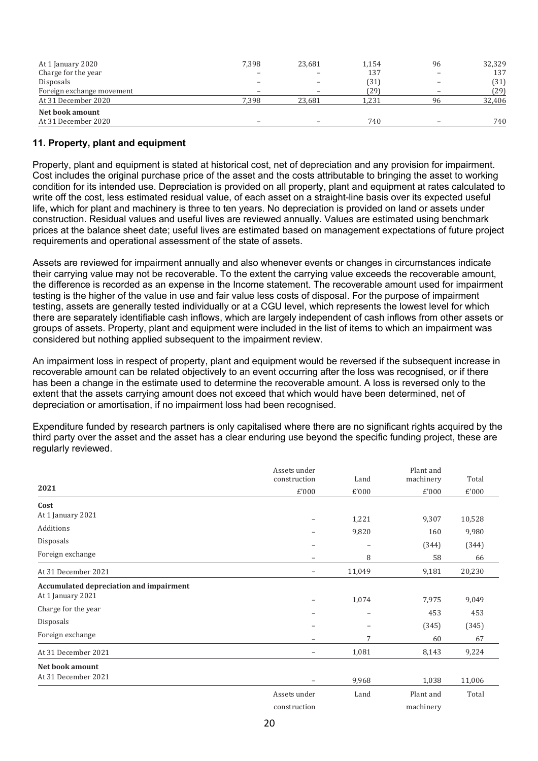| | | | | | |
|---|---|---|---|---|---|
| At 1 January 2020 | 7,398 | 23,681 | 1,154 | 96 | 32,329 |
| Charge for the year | – | – | 137 | – | 137 |
| Disposals | – | – | (31) | – | (31) |
| Foreign exchange movement | – | – | (29) | – | (29) |
| At 31 December 2020 | 7,398 | 23,681 | 1,231 | 96 | 32,406 |
| **Net book amount** | | | | | |
| At 31 December 2020 | – | – | 740 | – | 740 |

### 11. Property, plant and equipment

Property, plant and equipment is stated at historical cost, net of depreciation and any provision for impairment. Cost includes the original purchase price of the asset and the costs attributable to bringing the asset to working condition for its intended use. Depreciation is provided on all property, plant and equipment at rates calculated to write off the cost, less estimated residual value, of each asset on a straight-line basis over its expected useful life, which for plant and machinery is three to ten years. No depreciation is provided on land or assets under construction. Residual values and useful lives are reviewed annually. Values are estimated using benchmark prices at the balance sheet date; useful lives are estimated based on management expectations of future project requirements and operational assessment of the state of assets.

Assets are reviewed for impairment annually and also whenever events or changes in circumstances indicate their carrying value may not be recoverable. To the extent the carrying value exceeds the recoverable amount, the difference is recorded as an expense in the Income statement. The recoverable amount used for impairment testing is the higher of the value in use and fair value less costs of disposal. For the purpose of impairment testing, assets are generally tested individually or at a CGU level, which represents the lowest level for which there are separately identifiable cash inflows, which are largely independent of cash inflows from other assets or groups of assets. Property, plant and equipment were included in the list of items to which an impairment was considered but nothing applied subsequent to the impairment review.

An impairment loss in respect of property, plant and equipment would be reversed if the subsequent increase in recoverable amount can be related objectively to an event occurring after the loss was recognised, or if there has been a change in the estimate used to determine the recoverable amount. A loss is reversed only to the extent that the assets carrying amount does not exceed that which would have been determined, net of depreciation or amortisation, if no impairment loss had been recognised.

Expenditure funded by research partners is only capitalised where there are no significant rights acquired by the third party over the asset and the asset has a clear enduring use beyond the specific funding project, these are regularly reviewed.

| 2021 | Assets under construction £'000 | Land £'000 | Plant and machinery £'000 | Total £'000 |
|---|---|---|---|---|
| **Cost** | | | | |
| At 1 January 2021 | – | 1,221 | 9,307 | 10,528 |
| Additions | – | 9,820 | 160 | 9,980 |
| Disposals | – | – | (344) | (344) |
| Foreign exchange | – | 8 | 58 | 66 |
| At 31 December 2021 | – | 11,049 | 9,181 | 20,230 |
| **Accumulated depreciation and impairment** | | | | |
| At 1 January 2021 | – | 1,074 | 7,975 | 9,049 |
| Charge for the year | – | – | 453 | 453 |
| Disposals | – | – | (345) | (345) |
| Foreign exchange | – | 7 | 60 | 67 |
| At 31 December 2021 | – | 1,081 | 8,143 | 9,224 |
| **Net book amount** | | | | |
| At 31 December 2021 | – | 9,968 | 1,038 | 11,006 |

| | Assets under construction | Land | Plant and machinery | Total |
|---|---|---|---|---|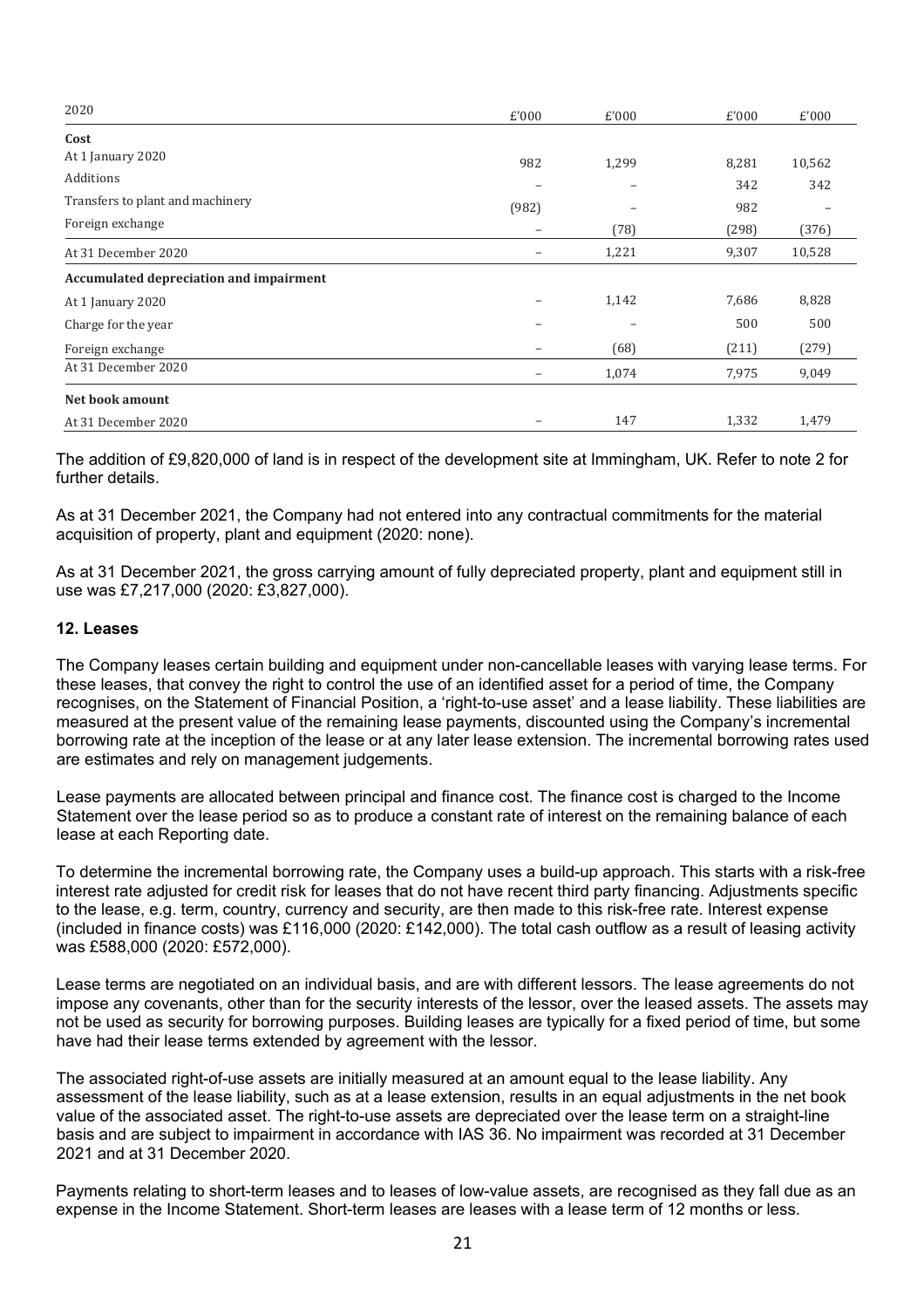| 2020 | £'000 | £'000 | £'000 | £'000 |
|---|---|---|---|---|
| **Cost** | | | | |
| At 1 January 2020 | 982 | 1,299 | 8,281 | 10,562 |
| Additions | – | – | 342 | 342 |
| Transfers to plant and machinery | (982) | – | 982 | – |
| Foreign exchange | – | (78) | (298) | (376) |
| At 31 December 2020 | – | 1,221 | 9,307 | 10,528 |
| **Accumulated depreciation and impairment** | | | | |
| At 1 January 2020 | – | 1,142 | 7,686 | 8,828 |
| Charge for the year | – | – | 500 | 500 |
| Foreign exchange | – | (68) | (211) | (279) |
| At 31 December 2020 | – | 1,074 | 7,975 | 9,049 |
| **Net book amount** | | | | |
| At 31 December 2020 | – | 147 | 1,332 | 1,479 |

The addition of £9,820,000 of land is in respect of the development site at Immingham, UK. Refer to note 2 for further details.

As at 31 December 2021, the Company had not entered into any contractual commitments for the material acquisition of property, plant and equipment (2020: none).

As at 31 December 2021, the gross carrying amount of fully depreciated property, plant and equipment still in use was £7,217,000 (2020: £3,827,000).

### 12. Leases

The Company leases certain building and equipment under non-cancellable leases with varying lease terms. For these leases, that convey the right to control the use of an identified asset for a period of time, the Company recognises, on the Statement of Financial Position, a 'right-to-use asset' and a lease liability. These liabilities are measured at the present value of the remaining lease payments, discounted using the Company's incremental borrowing rate at the inception of the lease or at any later lease extension. The incremental borrowing rates used are estimates and rely on management judgements.

Lease payments are allocated between principal and finance cost. The finance cost is charged to the Income Statement over the lease period so as to produce a constant rate of interest on the remaining balance of each lease at each Reporting date.

To determine the incremental borrowing rate, the Company uses a build-up approach. This starts with a risk-free interest rate adjusted for credit risk for leases that do not have recent third party financing. Adjustments specific to the lease, e.g. term, country, currency and security, are then made to this risk-free rate. Interest expense (included in finance costs) was £116,000 (2020: £142,000). The total cash outflow as a result of leasing activity was £588,000 (2020: £572,000).

Lease terms are negotiated on an individual basis, and are with different lessors. The lease agreements do not impose any covenants, other than for the security interests of the lessor, over the leased assets. The assets may not be used as security for borrowing purposes. Building leases are typically for a fixed period of time, but some have had their lease terms extended by agreement with the lessor.

The associated right-of-use assets are initially measured at an amount equal to the lease liability. Any assessment of the lease liability, such as at a lease extension, results in an equal adjustments in the net book value of the associated asset. The right-to-use assets are depreciated over the lease term on a straight-line basis and are subject to impairment in accordance with IAS 36. No impairment was recorded at 31 December 2021 and at 31 December 2020.

Payments relating to short-term leases and to leases of low-value assets, are recognised as they fall due as an expense in the Income Statement. Short-term leases are leases with a lease term of 12 months or less.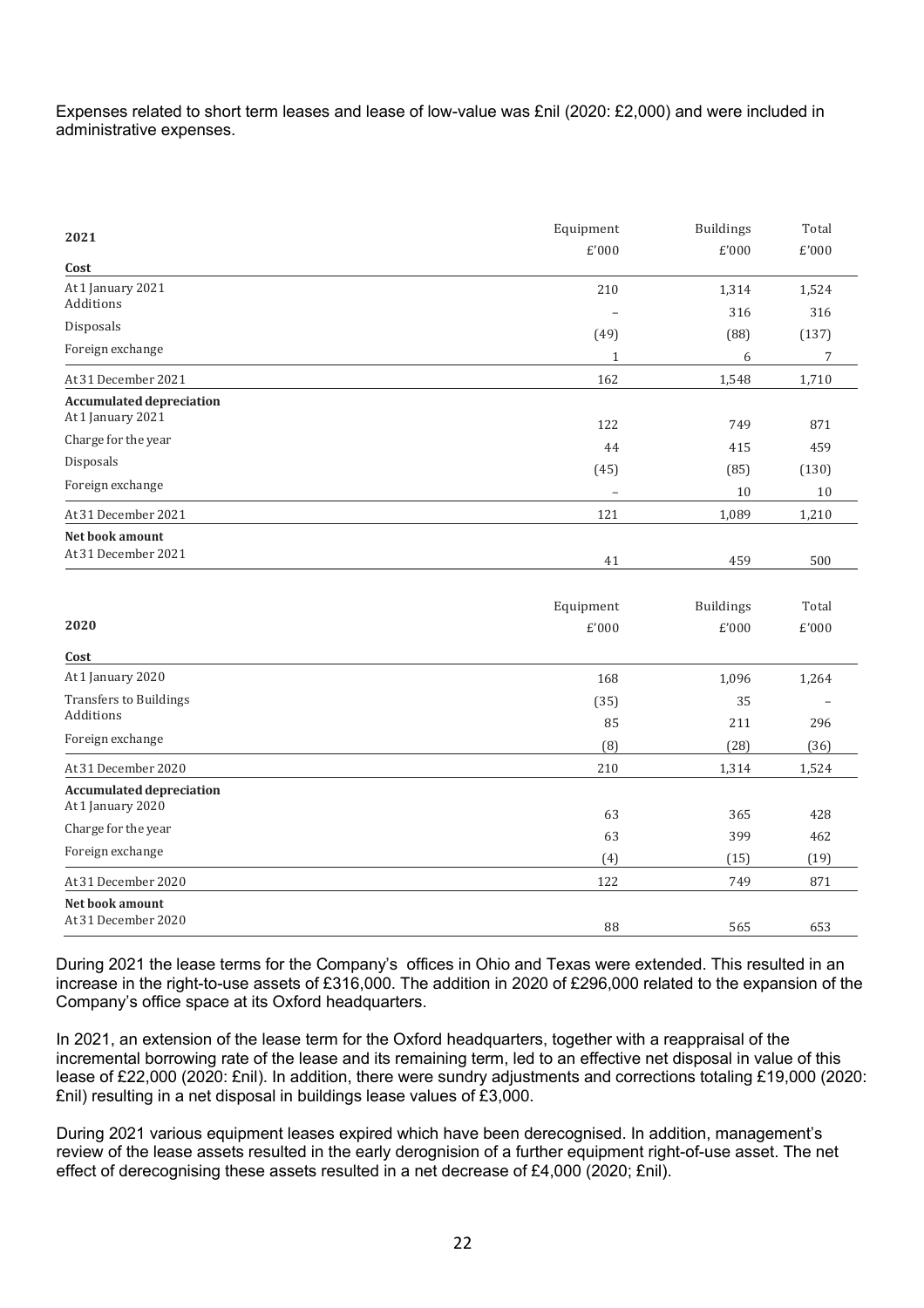Expenses related to short term leases and lease of low-value was £nil (2020: £2,000) and were included in administrative expenses.

| 2021 | Equipment £'000 | Buildings £'000 | Total £'000 |
|---|---|---|---|
| **Cost** | | | |
| At 1 January 2021 | 210 | 1,314 | 1,524 |
| Additions | – | 316 | 316 |
| Disposals | (49) | (88) | (137) |
| Foreign exchange | 1 | 6 | 7 |
| At 31 December 2021 | 162 | 1,548 | 1,710 |
| **Accumulated depreciation** | | | |
| At 1 January 2021 | 122 | 749 | 871 |
| Charge for the year | 44 | 415 | 459 |
| Disposals | (45) | (85) | (130) |
| Foreign exchange | – | 10 | 10 |
| At 31 December 2021 | 121 | 1,089 | 1,210 |
| **Net book amount** | | | |
| At 31 December 2021 | 41 | 459 | 500 |

| 2020 | Equipment £'000 | Buildings £'000 | Total £'000 |
|---|---|---|---|
| **Cost** | | | |
| At 1 January 2020 | 168 | 1,096 | 1,264 |
| Transfers to Buildings | (35) | 35 | – |
| Additions | 85 | 211 | 296 |
| Foreign exchange | (8) | (28) | (36) |
| At 31 December 2020 | 210 | 1,314 | 1,524 |
| **Accumulated depreciation** | | | |
| At 1 January 2020 | 63 | 365 | 428 |
| Charge for the year | 63 | 399 | 462 |
| Foreign exchange | (4) | (15) | (19) |
| At 31 December 2020 | 122 | 749 | 871 |
| **Net book amount** | | | |
| At 31 December 2020 | 88 | 565 | 653 |

During 2021 the lease terms for the Company's offices in Ohio and Texas were extended. This resulted in an increase in the right-to-use assets of £316,000. The addition in 2020 of £296,000 related to the expansion of the Company's office space at its Oxford headquarters.

In 2021, an extension of the lease term for the Oxford headquarters, together with a reappraisal of the incremental borrowing rate of the lease and its remaining term, led to an effective net disposal in value of this lease of £22,000 (2020: £nil). In addition, there were sundry adjustments and corrections totaling £19,000 (2020: £nil) resulting in a net disposal in buildings lease values of £3,000.

During 2021 various equipment leases expired which have been derecognised. In addition, management's review of the lease assets resulted in the early derognision of a further equipment right-of-use asset. The net effect of derecognising these assets resulted in a net decrease of £4,000 (2020; £nil).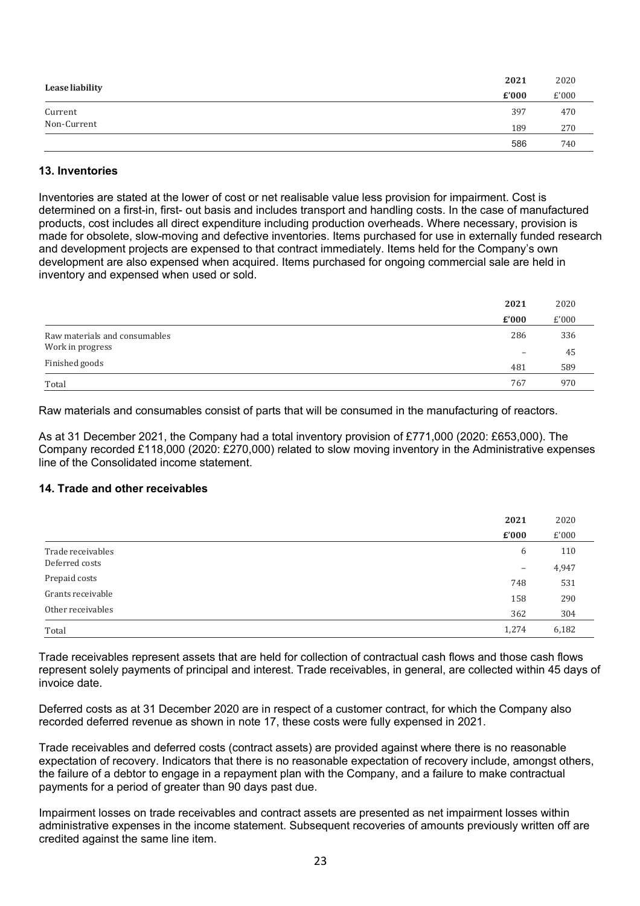| Lease liability | 2021 | 2020 |
|---|---|---|
| | **£'000** | £'000 |
| Current | 397 | 470 |
| Non-Current | 189 | 270 |
| | 586 | 740 |

### 13. Inventories

Inventories are stated at the lower of cost or net realisable value less provision for impairment. Cost is determined on a first-in, first- out basis and includes transport and handling costs. In the case of manufactured products, cost includes all direct expenditure including production overheads. Where necessary, provision is made for obsolete, slow-moving and defective inventories. Items purchased for use in externally funded research and development projects are expensed to that contract immediately. Items held for the Company's own development are also expensed when acquired. Items purchased for ongoing commercial sale are held in inventory and expensed when used or sold.

| | 2021 | 2020 |
|---|---|---|
| | **£'000** | £'000 |
| Raw materials and consumables | 286 | 336 |
| Work in progress | – | 45 |
| Finished goods | 481 | 589 |
| Total | 767 | 970 |

Raw materials and consumables consist of parts that will be consumed in the manufacturing of reactors.

As at 31 December 2021, the Company had a total inventory provision of £771,000 (2020: £653,000). The Company recorded £118,000 (2020: £270,000) related to slow moving inventory in the Administrative expenses line of the Consolidated income statement.

### 14. Trade and other receivables

| | 2021 | 2020 |
|---|---|---|
| | **£'000** | £'000 |
| Trade receivables | 6 | 110 |
| Deferred costs | – | 4,947 |
| Prepaid costs | 748 | 531 |
| Grants receivable | 158 | 290 |
| Other receivables | 362 | 304 |
| Total | 1,274 | 6,182 |

Trade receivables represent assets that are held for collection of contractual cash flows and those cash flows represent solely payments of principal and interest. Trade receivables, in general, are collected within 45 days of invoice date.

Deferred costs as at 31 December 2020 are in respect of a customer contract, for which the Company also recorded deferred revenue as shown in note 17, these costs were fully expensed in 2021.

Trade receivables and deferred costs (contract assets) are provided against where there is no reasonable expectation of recovery. Indicators that there is no reasonable expectation of recovery include, amongst others, the failure of a debtor to engage in a repayment plan with the Company, and a failure to make contractual payments for a period of greater than 90 days past due.

Impairment losses on trade receivables and contract assets are presented as net impairment losses within administrative expenses in the income statement. Subsequent recoveries of amounts previously written off are credited against the same line item.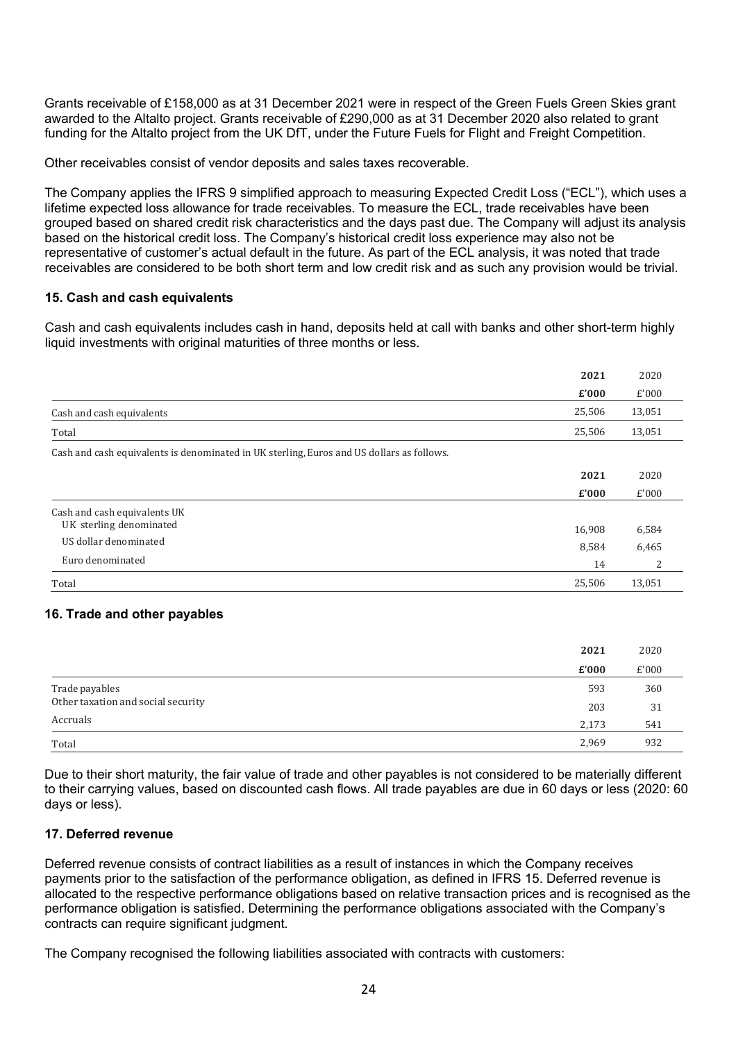Grants receivable of £158,000 as at 31 December 2021 were in respect of the Green Fuels Green Skies grant awarded to the Altalto project. Grants receivable of £290,000 as at 31 December 2020 also related to grant funding for the Altalto project from the UK DfT, under the Future Fuels for Flight and Freight Competition.

Other receivables consist of vendor deposits and sales taxes recoverable.

The Company applies the IFRS 9 simplified approach to measuring Expected Credit Loss ("ECL"), which uses a lifetime expected loss allowance for trade receivables. To measure the ECL, trade receivables have been grouped based on shared credit risk characteristics and the days past due. The Company will adjust its analysis based on the historical credit loss. The Company's historical credit loss experience may also not be representative of customer's actual default in the future. As part of the ECL analysis, it was noted that trade receivables are considered to be both short term and low credit risk and as such any provision would be trivial.

### 15. Cash and cash equivalents

Cash and cash equivalents includes cash in hand, deposits held at call with banks and other short-term highly liquid investments with original maturities of three months or less.

| | **2021** | 2020 |
|---|---|---|
| | **£'000** | £'000 |
| Cash and cash equivalents | 25,506 | 13,051 |
| Total | 25,506 | 13,051 |

Cash and cash equivalents is denominated in UK sterling, Euros and US dollars as follows.

| | **2021** | 2020 |
|---|---|---|
| | **£'000** | £'000 |
| Cash and cash equivalents UK | | |
| UK sterling denominated | 16,908 | 6,584 |
| US dollar denominated | 8,584 | 6,465 |
| Euro denominated | 14 | 2 |
| Total | 25,506 | 13,051 |

### 16. Trade and other payables

| | **2021** | 2020 |
|---|---|---|
| | **£'000** | £'000 |
| Trade payables | 593 | 360 |
| Other taxation and social security | 203 | 31 |
| Accruals | 2,173 | 541 |
| Total | 2,969 | 932 |

Due to their short maturity, the fair value of trade and other payables is not considered to be materially different to their carrying values, based on discounted cash flows. All trade payables are due in 60 days or less (2020: 60 days or less).

### 17. Deferred revenue

Deferred revenue consists of contract liabilities as a result of instances in which the Company receives payments prior to the satisfaction of the performance obligation, as defined in IFRS 15. Deferred revenue is allocated to the respective performance obligations based on relative transaction prices and is recognised as the performance obligation is satisfied. Determining the performance obligations associated with the Company's contracts can require significant judgment.

The Company recognised the following liabilities associated with contracts with customers: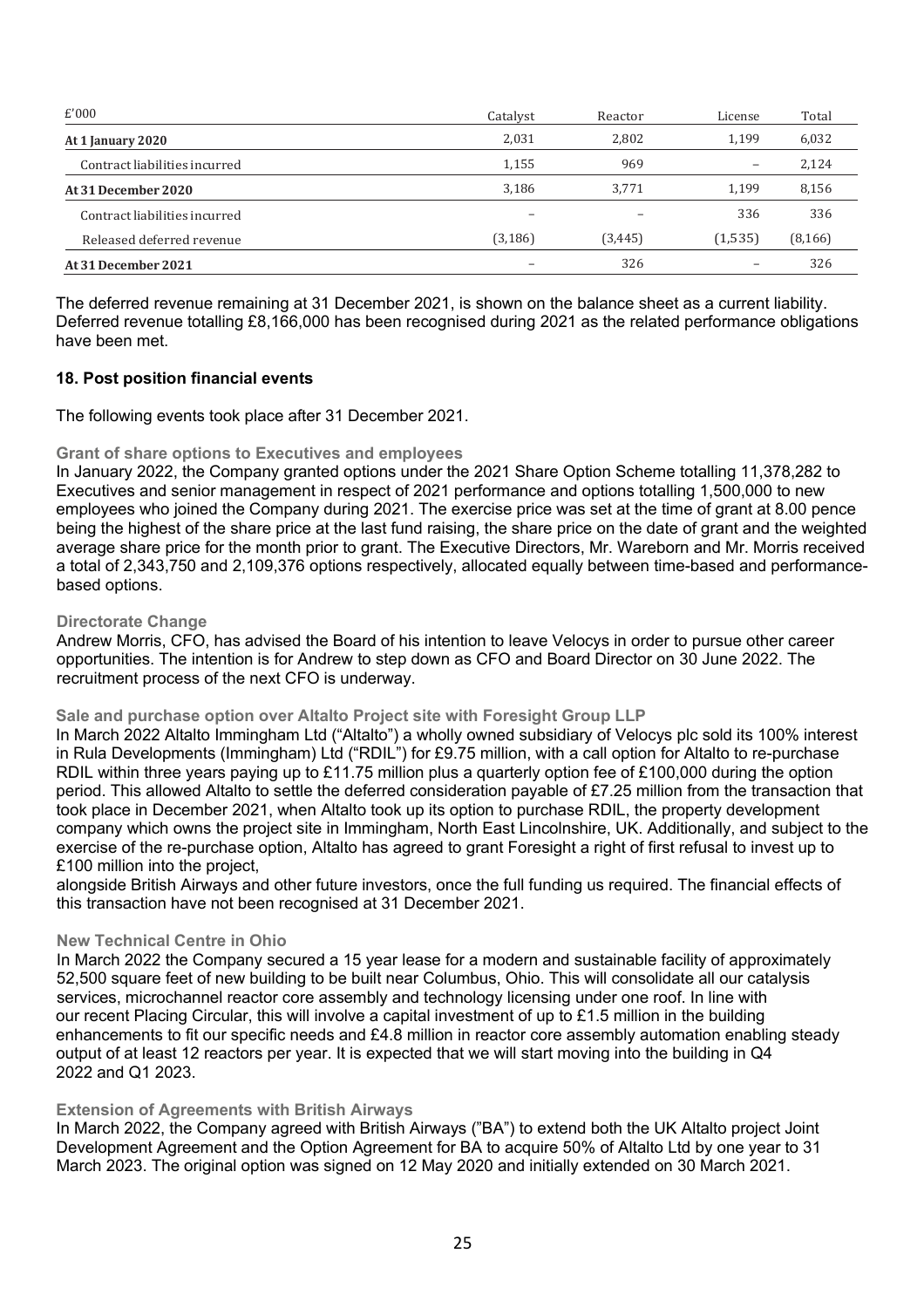| £'000 | Catalyst | Reactor | License | Total |
|---|---|---|---|---|
| **At 1 January 2020** | 2,031 | 2,802 | 1,199 | 6,032 |
| Contract liabilities incurred | 1,155 | 969 | – | 2,124 |
| **At 31 December 2020** | 3,186 | 3,771 | 1,199 | 8,156 |
| Contract liabilities incurred | – | – | 336 | 336 |
| Released deferred revenue | (3,186) | (3,445) | (1,535) | (8,166) |
| **At 31 December 2021** | – | 326 | – | 326 |

The deferred revenue remaining at 31 December 2021, is shown on the balance sheet as a current liability. Deferred revenue totalling £8,166,000 has been recognised during 2021 as the related performance obligations have been met.

## 18. Post position financial events

The following events took place after 31 December 2021.

### Grant of share options to Executives and employees

In January 2022, the Company granted options under the 2021 Share Option Scheme totalling 11,378,282 to Executives and senior management in respect of 2021 performance and options totalling 1,500,000 to new employees who joined the Company during 2021. The exercise price was set at the time of grant at 8.00 pence being the highest of the share price at the last fund raising, the share price on the date of grant and the weighted average share price for the month prior to grant. The Executive Directors, Mr. Wareborn and Mr. Morris received a total of 2,343,750 and 2,109,376 options respectively, allocated equally between time-based and performance-based options.

### Directorate Change

Andrew Morris, CFO, has advised the Board of his intention to leave Velocys in order to pursue other career opportunities. The intention is for Andrew to step down as CFO and Board Director on 30 June 2022. The recruitment process of the next CFO is underway.

### Sale and purchase option over Altalto Project site with Foresight Group LLP

In March 2022 Altalto Immingham Ltd ("Altalto") a wholly owned subsidiary of Velocys plc sold its 100% interest in Rula Developments (Immingham) Ltd ("RDIL") for £9.75 million, with a call option for Altalto to re-purchase RDIL within three years paying up to £11.75 million plus a quarterly option fee of £100,000 during the option period. This allowed Altalto to settle the deferred consideration payable of £7.25 million from the transaction that took place in December 2021, when Altalto took up its option to purchase RDIL, the property development company which owns the project site in Immingham, North East Lincolnshire, UK. Additionally, and subject to the exercise of the re-purchase option, Altalto has agreed to grant Foresight a right of first refusal to invest up to £100 million into the project,
alongside British Airways and other future investors, once the full funding us required. The financial effects of this transaction have not been recognised at 31 December 2021.

### New Technical Centre in Ohio

In March 2022 the Company secured a 15 year lease for a modern and sustainable facility of approximately 52,500 square feet of new building to be built near Columbus, Ohio. This will consolidate all our catalysis services, microchannel reactor core assembly and technology licensing under one roof. In line with our recent Placing Circular, this will involve a capital investment of up to £1.5 million in the building enhancements to fit our specific needs and £4.8 million in reactor core assembly automation enabling steady output of at least 12 reactors per year. It is expected that we will start moving into the building in Q4 2022 and Q1 2023.

### Extension of Agreements with British Airways

In March 2022, the Company agreed with British Airways ("BA") to extend both the UK Altalto project Joint Development Agreement and the Option Agreement for BA to acquire 50% of Altalto Ltd by one year to 31 March 2023. The original option was signed on 12 May 2020 and initially extended on 30 March 2021.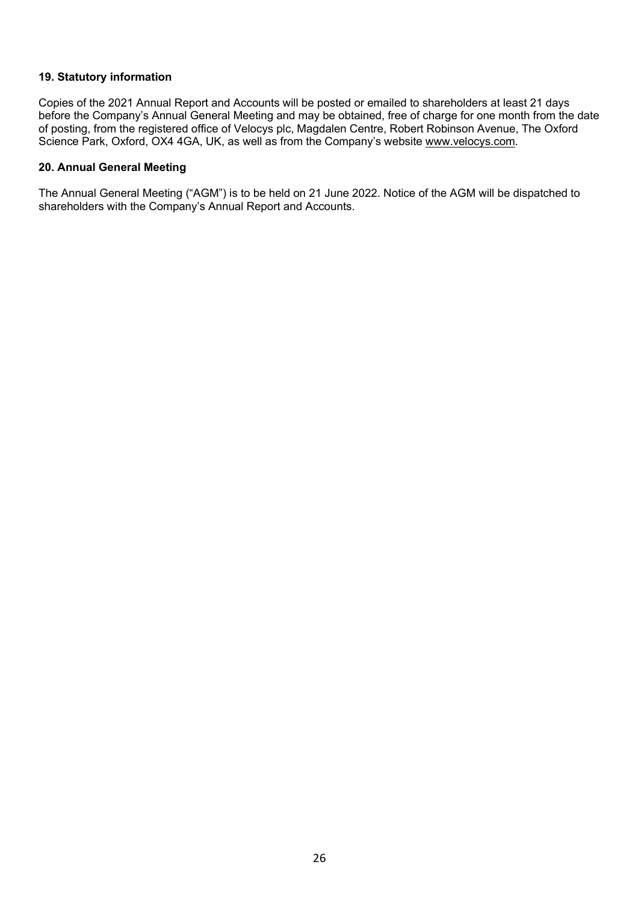**19. Statutory information**

Copies of the 2021 Annual Report and Accounts will be posted or emailed to shareholders at least 21 days before the Company's Annual General Meeting and may be obtained, free of charge for one month from the date of posting, from the registered office of Velocys plc, Magdalen Centre, Robert Robinson Avenue, The Oxford Science Park, Oxford, OX4 4GA, UK, as well as from the Company's website www.velocys.com.

**20. Annual General Meeting**

The Annual General Meeting ("AGM") is to be held on 21 June 2022. Notice of the AGM will be dispatched to shareholders with the Company's Annual Report and Accounts.